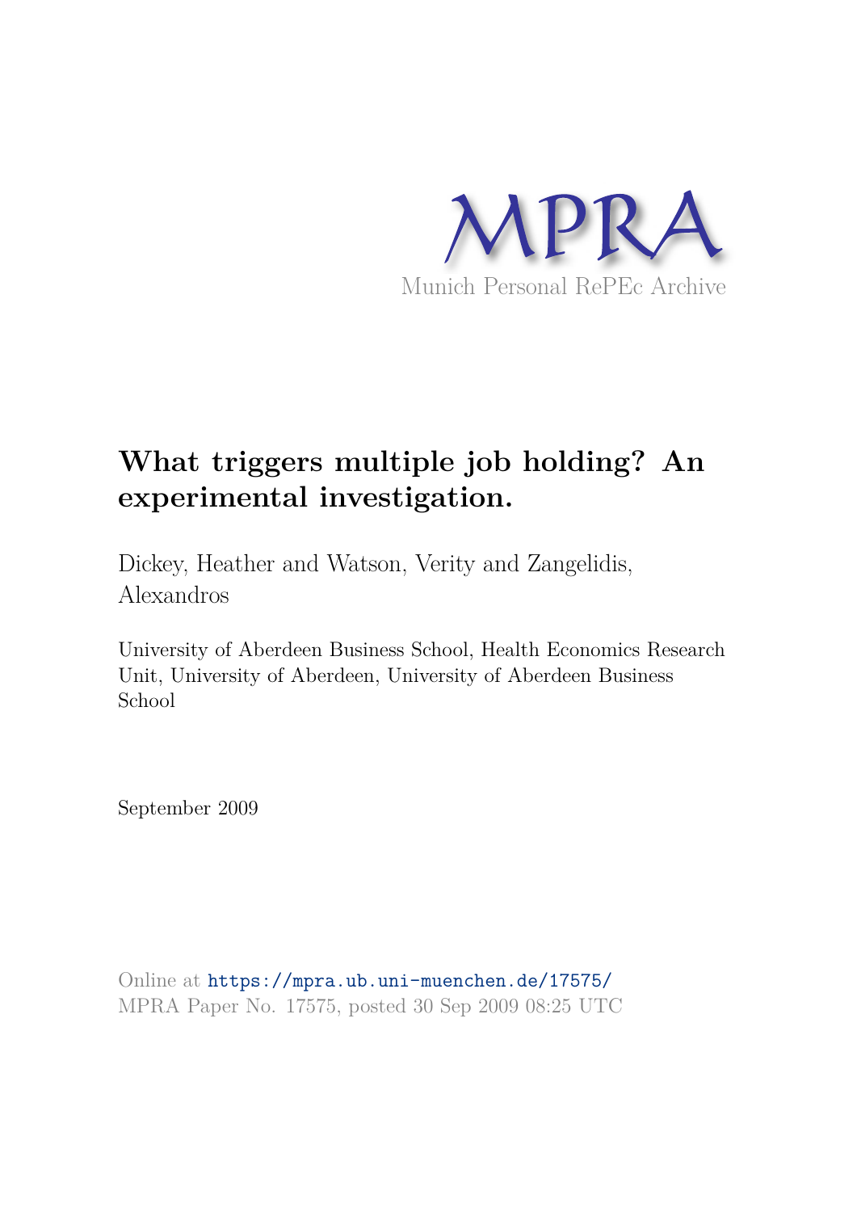MPRA

Munich Personal RePEc Archive

# What triggers multiple job holding? An experimental investigation.

Dickey, Heather and Watson, Verity and Zangelidis, Alexandros

University of Aberdeen Business School, Health Economics Research Unit, University of Aberdeen, University of Aberdeen Business School

September 2009

Online at https://mpra.ub.uni-muenchen.de/17575/
MPRA Paper No. 17575, posted 30 Sep 2009 08:25 UTC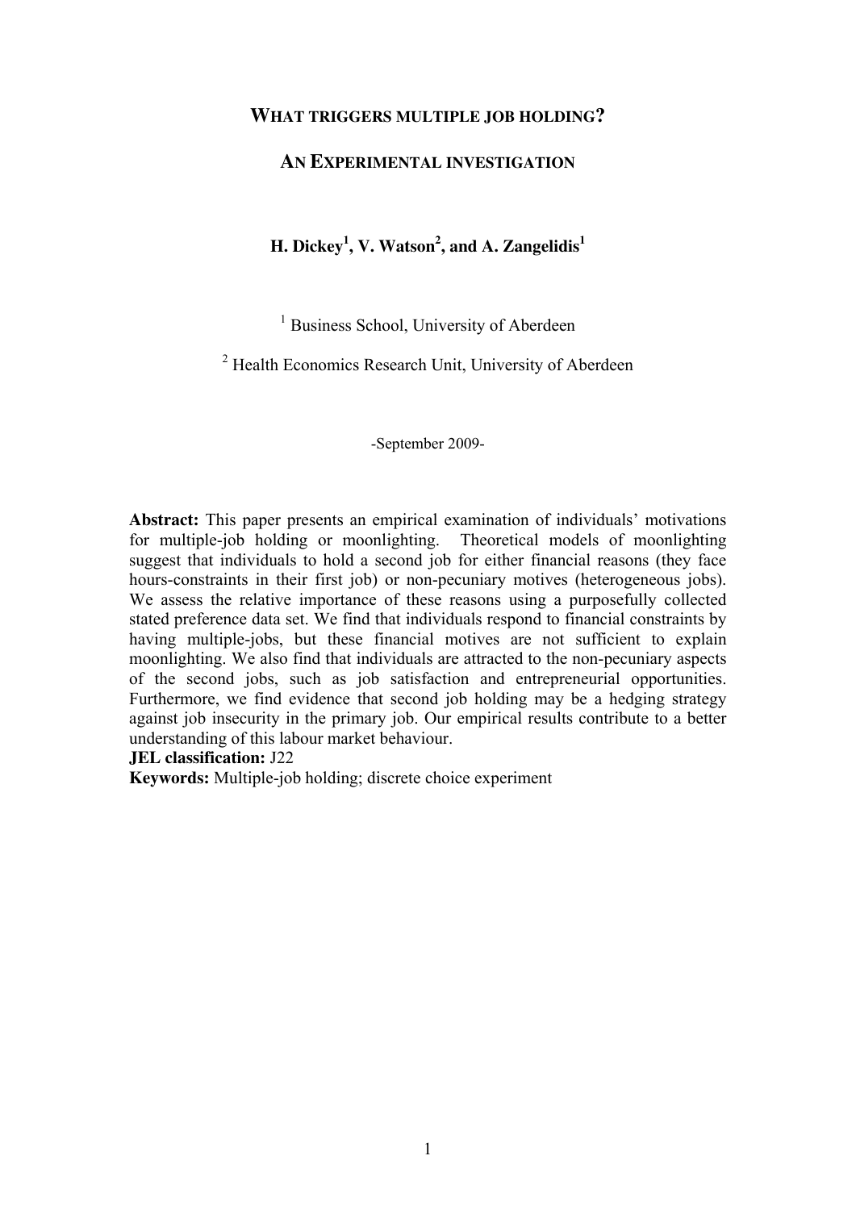# WHAT TRIGGERS MULTIPLE JOB HOLDING?

# AN EXPERIMENTAL INVESTIGATION

**H. Dickey[1], V. Watson[2], and A. Zangelidis[1]**

[1] Business School, University of Aberdeen

[2] Health Economics Research Unit, University of Aberdeen

-September 2009-

**Abstract:** This paper presents an empirical examination of individuals' motivations for multiple-job holding or moonlighting. Theoretical models of moonlighting suggest that individuals to hold a second job for either financial reasons (they face hours-constraints in their first job) or non-pecuniary motives (heterogeneous jobs). We assess the relative importance of these reasons using a purposefully collected stated preference data set. We find that individuals respond to financial constraints by having multiple-jobs, but these financial motives are not sufficient to explain moonlighting. We also find that individuals are attracted to the non-pecuniary aspects of the second jobs, such as job satisfaction and entrepreneurial opportunities. Furthermore, we find evidence that second job holding may be a hedging strategy against job insecurity in the primary job. Our empirical results contribute to a better understanding of this labour market behaviour.

**JEL classification:** J22

**Keywords:** Multiple-job holding; discrete choice experiment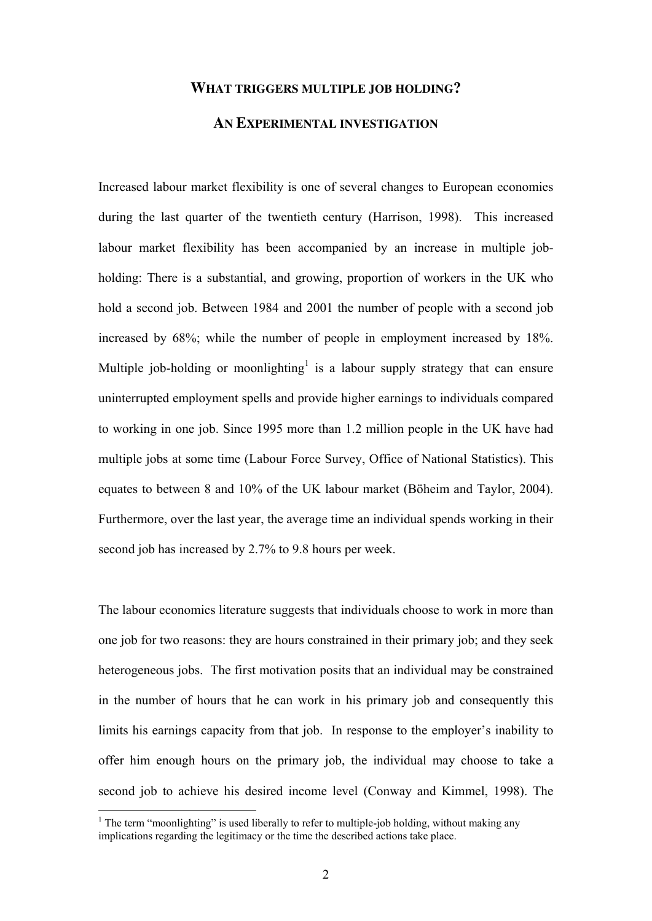# WHAT TRIGGERS MULTIPLE JOB HOLDING?

## AN EXPERIMENTAL INVESTIGATION

Increased labour market flexibility is one of several changes to European economies during the last quarter of the twentieth century (Harrison, 1998). This increased labour market flexibility has been accompanied by an increase in multiple job-holding: There is a substantial, and growing, proportion of workers in the UK who hold a second job. Between 1984 and 2001 the number of people with a second job increased by 68%; while the number of people in employment increased by 18%. Multiple job-holding or moonlighting[1] is a labour supply strategy that can ensure uninterrupted employment spells and provide higher earnings to individuals compared to working in one job. Since 1995 more than 1.2 million people in the UK have had multiple jobs at some time (Labour Force Survey, Office of National Statistics). This equates to between 8 and 10% of the UK labour market (Böheim and Taylor, 2004). Furthermore, over the last year, the average time an individual spends working in their second job has increased by 2.7% to 9.8 hours per week.

The labour economics literature suggests that individuals choose to work in more than one job for two reasons: they are hours constrained in their primary job; and they seek heterogeneous jobs. The first motivation posits that an individual may be constrained in the number of hours that he can work in his primary job and consequently this limits his earnings capacity from that job. In response to the employer's inability to offer him enough hours on the primary job, the individual may choose to take a second job to achieve his desired income level (Conway and Kimmel, 1998). The

[1] The term "moonlighting" is used liberally to refer to multiple-job holding, without making any implications regarding the legitimacy or the time the described actions take place.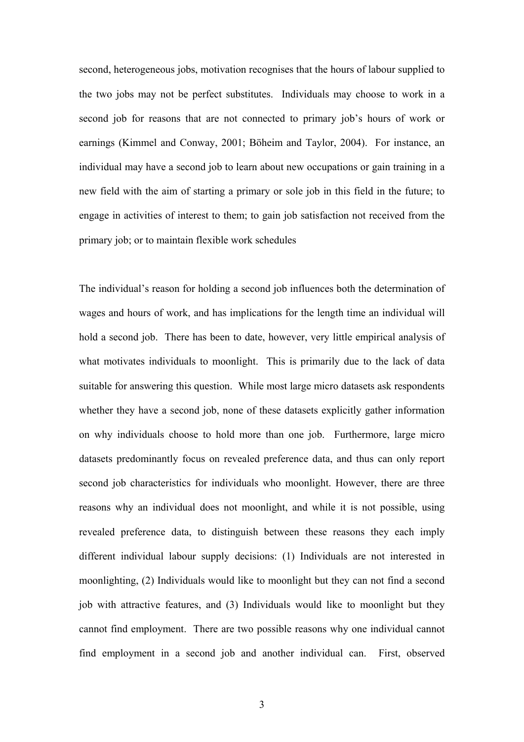second, heterogeneous jobs, motivation recognises that the hours of labour supplied to the two jobs may not be perfect substitutes. Individuals may choose to work in a second job for reasons that are not connected to primary job's hours of work or earnings (Kimmel and Conway, 2001; Böheim and Taylor, 2004). For instance, an individual may have a second job to learn about new occupations or gain training in a new field with the aim of starting a primary or sole job in this field in the future; to engage in activities of interest to them; to gain job satisfaction not received from the primary job; or to maintain flexible work schedules

The individual's reason for holding a second job influences both the determination of wages and hours of work, and has implications for the length time an individual will hold a second job. There has been to date, however, very little empirical analysis of what motivates individuals to moonlight. This is primarily due to the lack of data suitable for answering this question. While most large micro datasets ask respondents whether they have a second job, none of these datasets explicitly gather information on why individuals choose to hold more than one job. Furthermore, large micro datasets predominantly focus on revealed preference data, and thus can only report second job characteristics for individuals who moonlight. However, there are three reasons why an individual does not moonlight, and while it is not possible, using revealed preference data, to distinguish between these reasons they each imply different individual labour supply decisions: (1) Individuals are not interested in moonlighting, (2) Individuals would like to moonlight but they can not find a second job with attractive features, and (3) Individuals would like to moonlight but they cannot find employment. There are two possible reasons why one individual cannot find employment in a second job and another individual can. First, observed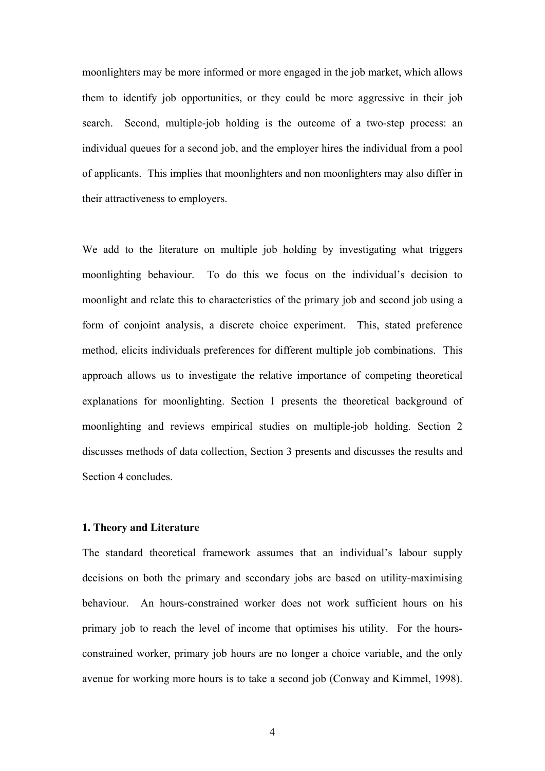moonlighters may be more informed or more engaged in the job market, which allows them to identify job opportunities, or they could be more aggressive in their job search. Second, multiple-job holding is the outcome of a two-step process: an individual queues for a second job, and the employer hires the individual from a pool of applicants. This implies that moonlighters and non moonlighters may also differ in their attractiveness to employers.

We add to the literature on multiple job holding by investigating what triggers moonlighting behaviour. To do this we focus on the individual's decision to moonlight and relate this to characteristics of the primary job and second job using a form of conjoint analysis, a discrete choice experiment. This, stated preference method, elicits individuals preferences for different multiple job combinations. This approach allows us to investigate the relative importance of competing theoretical explanations for moonlighting. Section 1 presents the theoretical background of moonlighting and reviews empirical studies on multiple-job holding. Section 2 discusses methods of data collection, Section 3 presents and discusses the results and Section 4 concludes.

## 1. Theory and Literature

The standard theoretical framework assumes that an individual's labour supply decisions on both the primary and secondary jobs are based on utility-maximising behaviour. An hours-constrained worker does not work sufficient hours on his primary job to reach the level of income that optimises his utility. For the hours-constrained worker, primary job hours are no longer a choice variable, and the only avenue for working more hours is to take a second job (Conway and Kimmel, 1998).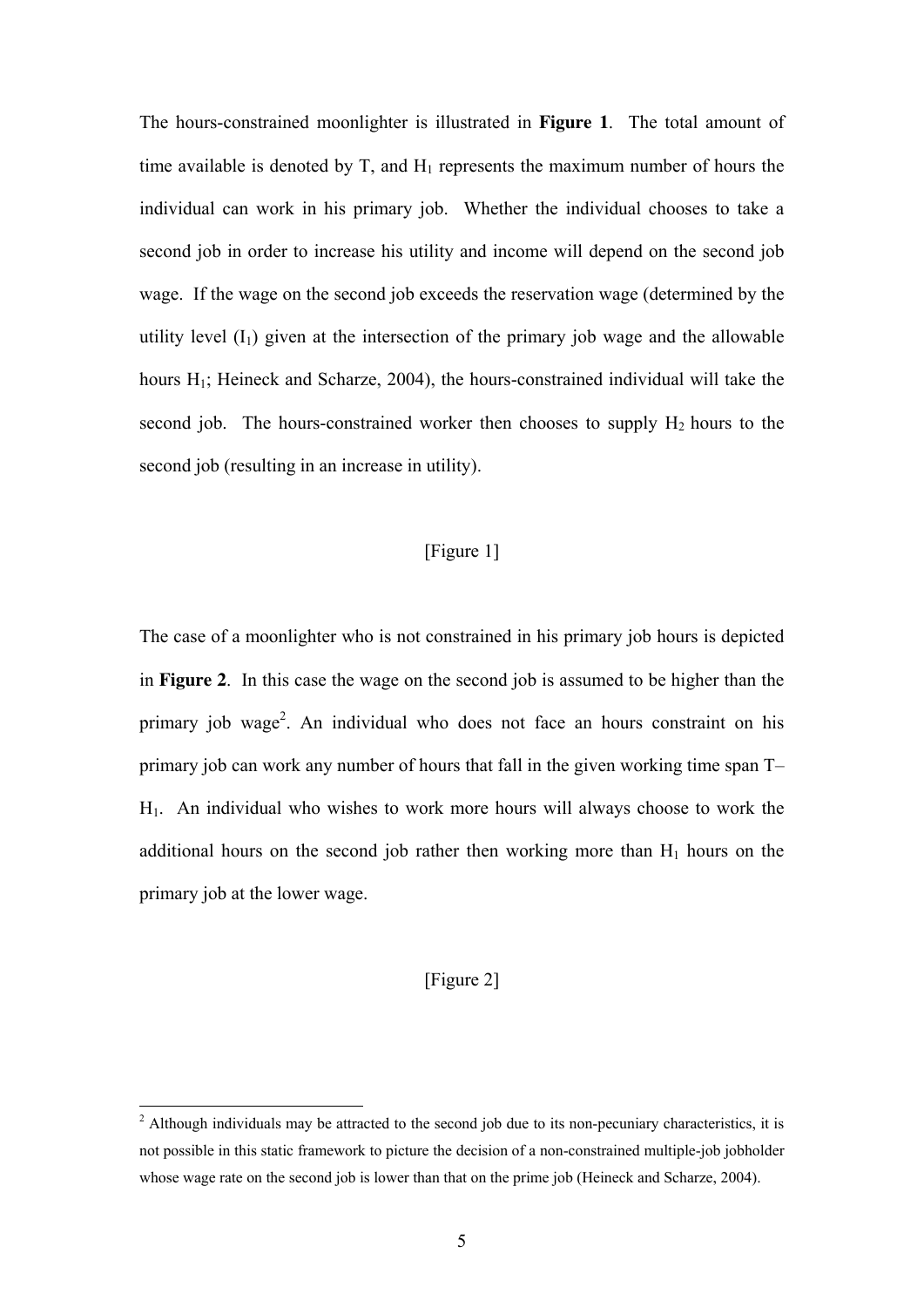The hours-constrained moonlighter is illustrated in **Figure 1**. The total amount of time available is denoted by T, and $H_1$ represents the maximum number of hours the individual can work in his primary job. Whether the individual chooses to take a second job in order to increase his utility and income will depend on the second job wage. If the wage on the second job exceeds the reservation wage (determined by the utility level ($I_1$) given at the intersection of the primary job wage and the allowable hours $H_1$; Heineck and Scharze, 2004), the hours-constrained individual will take the second job. The hours-constrained worker then chooses to supply $H_2$ hours to the second job (resulting in an increase in utility).

[Figure 1]

The case of a moonlighter who is not constrained in his primary job hours is depicted in **Figure 2**. In this case the wage on the second job is assumed to be higher than the primary job wage[2]. An individual who does not face an hours constraint on his primary job can work any number of hours that fall in the given working time span $T - H_1$. An individual who wishes to work more hours will always choose to work the additional hours on the second job rather then working more than $H_1$ hours on the primary job at the lower wage.

[Figure 2]

[2] Although individuals may be attracted to the second job due to its non-pecuniary characteristics, it is not possible in this static framework to picture the decision of a non-constrained multiple-job jobholder whose wage rate on the second job is lower than that on the prime job (Heineck and Scharze, 2004).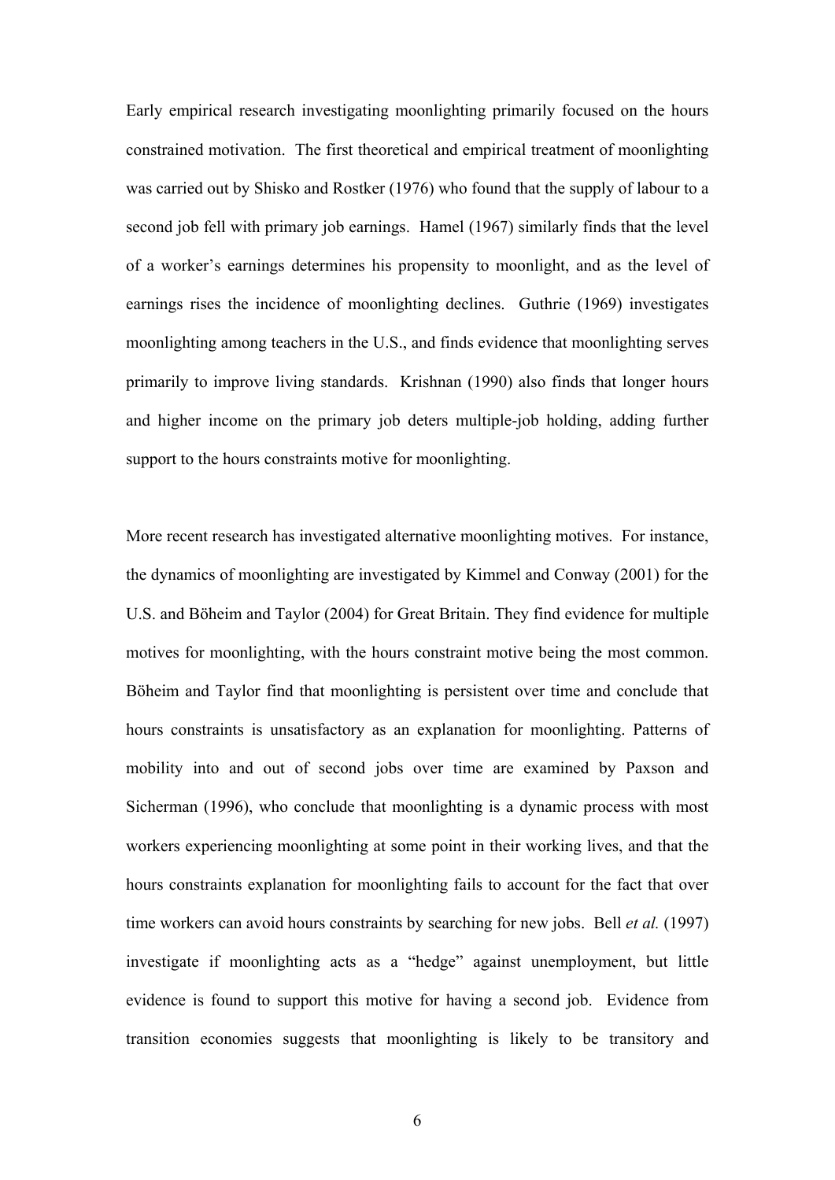Early empirical research investigating moonlighting primarily focused on the hours constrained motivation. The first theoretical and empirical treatment of moonlighting was carried out by Shisko and Rostker (1976) who found that the supply of labour to a second job fell with primary job earnings. Hamel (1967) similarly finds that the level of a worker's earnings determines his propensity to moonlight, and as the level of earnings rises the incidence of moonlighting declines. Guthrie (1969) investigates moonlighting among teachers in the U.S., and finds evidence that moonlighting serves primarily to improve living standards. Krishnan (1990) also finds that longer hours and higher income on the primary job deters multiple-job holding, adding further support to the hours constraints motive for moonlighting.

More recent research has investigated alternative moonlighting motives. For instance, the dynamics of moonlighting are investigated by Kimmel and Conway (2001) for the U.S. and Böheim and Taylor (2004) for Great Britain. They find evidence for multiple motives for moonlighting, with the hours constraint motive being the most common. Böheim and Taylor find that moonlighting is persistent over time and conclude that hours constraints is unsatisfactory as an explanation for moonlighting. Patterns of mobility into and out of second jobs over time are examined by Paxson and Sicherman (1996), who conclude that moonlighting is a dynamic process with most workers experiencing moonlighting at some point in their working lives, and that the hours constraints explanation for moonlighting fails to account for the fact that over time workers can avoid hours constraints by searching for new jobs. Bell *et al.* (1997) investigate if moonlighting acts as a "hedge" against unemployment, but little evidence is found to support this motive for having a second job. Evidence from transition economies suggests that moonlighting is likely to be transitory and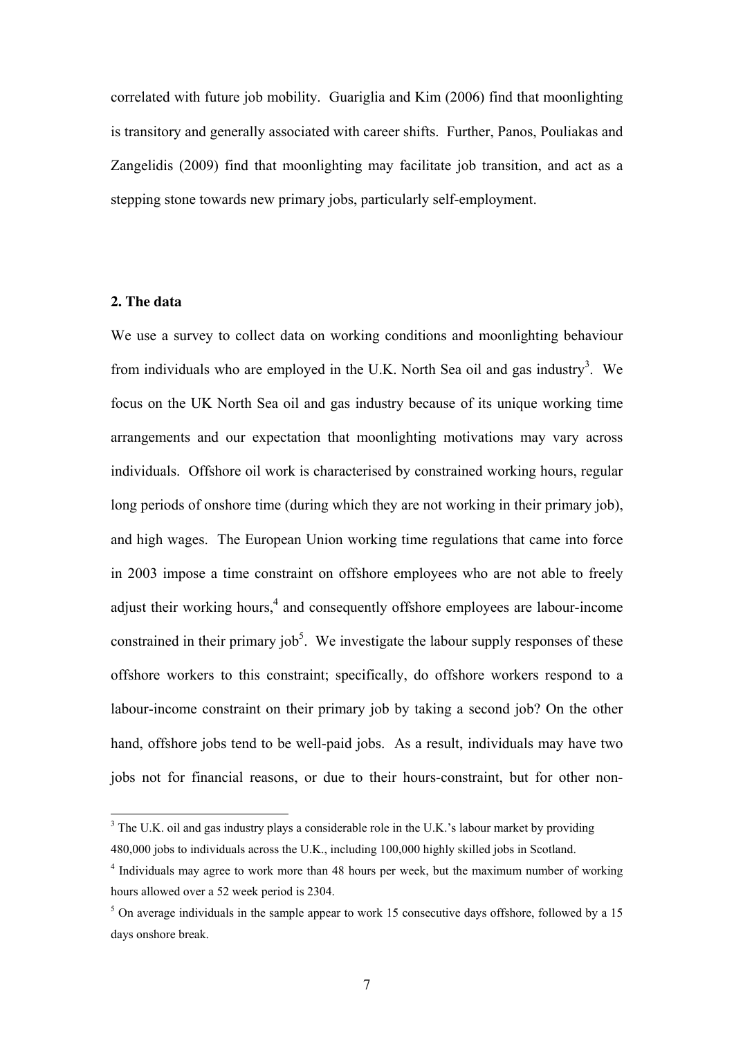correlated with future job mobility. Guariglia and Kim (2006) find that moonlighting is transitory and generally associated with career shifts. Further, Panos, Pouliakas and Zangelidis (2009) find that moonlighting may facilitate job transition, and act as a stepping stone towards new primary jobs, particularly self-employment.

## 2. The data

We use a survey to collect data on working conditions and moonlighting behaviour from individuals who are employed in the U.K. North Sea oil and gas industry[3]. We focus on the UK North Sea oil and gas industry because of its unique working time arrangements and our expectation that moonlighting motivations may vary across individuals. Offshore oil work is characterised by constrained working hours, regular long periods of onshore time (during which they are not working in their primary job), and high wages. The European Union working time regulations that came into force in 2003 impose a time constraint on offshore employees who are not able to freely adjust their working hours,[4] and consequently offshore employees are labour-income constrained in their primary job[5]. We investigate the labour supply responses of these offshore workers to this constraint; specifically, do offshore workers respond to a labour-income constraint on their primary job by taking a second job? On the other hand, offshore jobs tend to be well-paid jobs. As a result, individuals may have two jobs not for financial reasons, or due to their hours-constraint, but for other non-

[3] The U.K. oil and gas industry plays a considerable role in the U.K.'s labour market by providing 480,000 jobs to individuals across the U.K., including 100,000 highly skilled jobs in Scotland.

[4] Individuals may agree to work more than 48 hours per week, but the maximum number of working hours allowed over a 52 week period is 2304.

[5] On average individuals in the sample appear to work 15 consecutive days offshore, followed by a 15 days onshore break.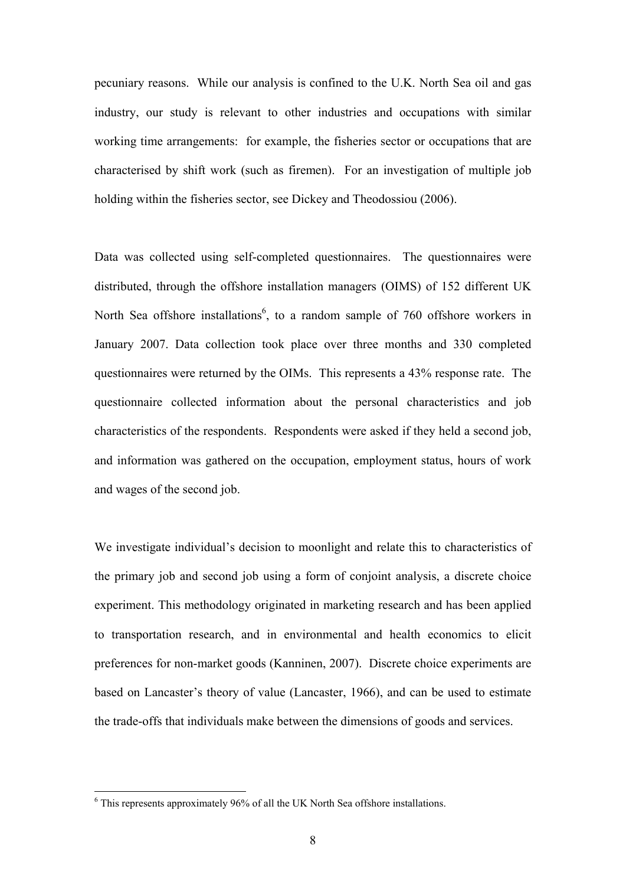pecuniary reasons. While our analysis is confined to the U.K. North Sea oil and gas industry, our study is relevant to other industries and occupations with similar working time arrangements: for example, the fisheries sector or occupations that are characterised by shift work (such as firemen). For an investigation of multiple job holding within the fisheries sector, see Dickey and Theodossiou (2006).

Data was collected using self-completed questionnaires. The questionnaires were distributed, through the offshore installation managers (OIMS) of 152 different UK North Sea offshore installations[6], to a random sample of 760 offshore workers in January 2007. Data collection took place over three months and 330 completed questionnaires were returned by the OIMs. This represents a 43% response rate. The questionnaire collected information about the personal characteristics and job characteristics of the respondents. Respondents were asked if they held a second job, and information was gathered on the occupation, employment status, hours of work and wages of the second job.

We investigate individual's decision to moonlight and relate this to characteristics of the primary job and second job using a form of conjoint analysis, a discrete choice experiment. This methodology originated in marketing research and has been applied to transportation research, and in environmental and health economics to elicit preferences for non-market goods (Kanninen, 2007). Discrete choice experiments are based on Lancaster's theory of value (Lancaster, 1966), and can be used to estimate the trade-offs that individuals make between the dimensions of goods and services.

[6] This represents approximately 96% of all the UK North Sea offshore installations.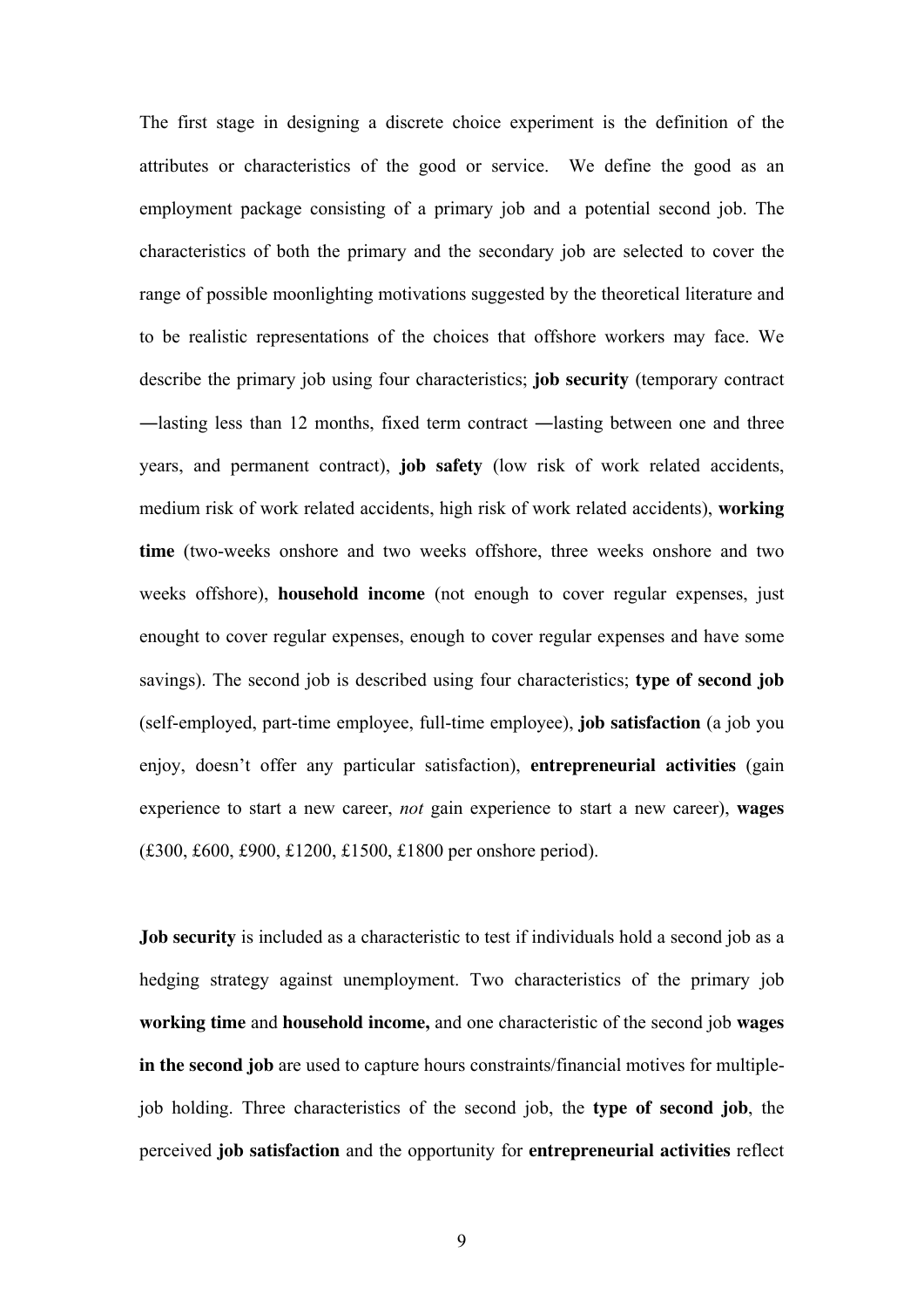The first stage in designing a discrete choice experiment is the definition of the attributes or characteristics of the good or service. We define the good as an employment package consisting of a primary job and a potential second job. The characteristics of both the primary and the secondary job are selected to cover the range of possible moonlighting motivations suggested by the theoretical literature and to be realistic representations of the choices that offshore workers may face. We describe the primary job using four characteristics; **job security** (temporary contract ―lasting less than 12 months, fixed term contract ―lasting between one and three years, and permanent contract), **job safety** (low risk of work related accidents, medium risk of work related accidents, high risk of work related accidents), **working time** (two-weeks onshore and two weeks offshore, three weeks onshore and two weeks offshore), **household income** (not enough to cover regular expenses, just enought to cover regular expenses, enough to cover regular expenses and have some savings). The second job is described using four characteristics; **type of second job** (self-employed, part-time employee, full-time employee), **job satisfaction** (a job you enjoy, doesn't offer any particular satisfaction), **entrepreneurial activities** (gain experience to start a new career, *not* gain experience to start a new career), **wages** (£300, £600, £900, £1200, £1500, £1800 per onshore period).

**Job security** is included as a characteristic to test if individuals hold a second job as a hedging strategy against unemployment. Two characteristics of the primary job **working time** and **household income,** and one characteristic of the second job **wages in the second job** are used to capture hours constraints/financial motives for multiple-job holding. Three characteristics of the second job, the **type of second job**, the perceived **job satisfaction** and the opportunity for **entrepreneurial activities** reflect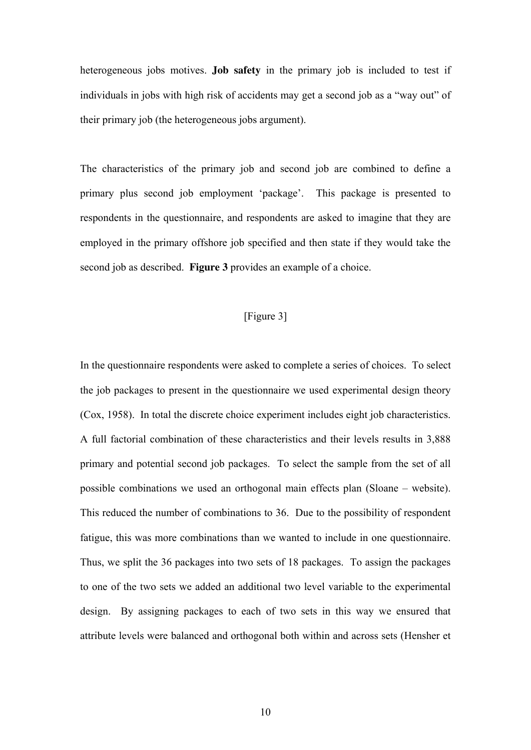heterogeneous jobs motives. **Job safety** in the primary job is included to test if individuals in jobs with high risk of accidents may get a second job as a “way out” of their primary job (the heterogeneous jobs argument).

The characteristics of the primary job and second job are combined to define a primary plus second job employment ‘package’. This package is presented to respondents in the questionnaire, and respondents are asked to imagine that they are employed in the primary offshore job specified and then state if they would take the second job as described. **Figure 3** provides an example of a choice.

[Figure 3]

In the questionnaire respondents were asked to complete a series of choices. To select the job packages to present in the questionnaire we used experimental design theory (Cox, 1958). In total the discrete choice experiment includes eight job characteristics. A full factorial combination of these characteristics and their levels results in 3,888 primary and potential second job packages. To select the sample from the set of all possible combinations we used an orthogonal main effects plan (Sloane – website). This reduced the number of combinations to 36. Due to the possibility of respondent fatigue, this was more combinations than we wanted to include in one questionnaire. Thus, we split the 36 packages into two sets of 18 packages. To assign the packages to one of the two sets we added an additional two level variable to the experimental design. By assigning packages to each of two sets in this way we ensured that attribute levels were balanced and orthogonal both within and across sets (Hensher et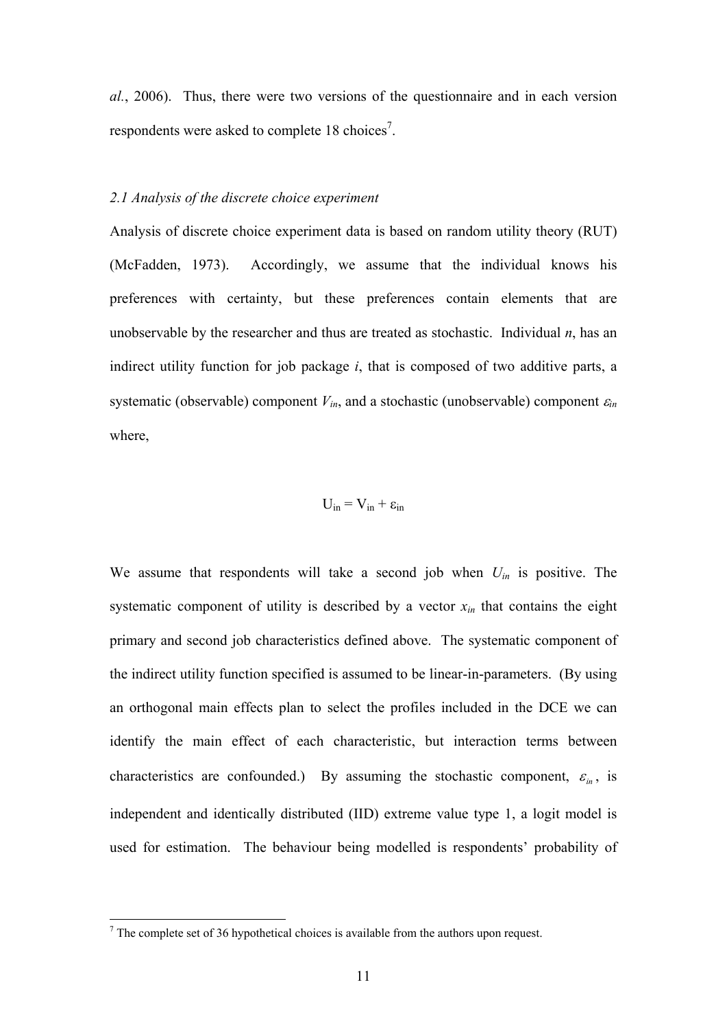*al.*, 2006). Thus, there were two versions of the questionnaire and in each version respondents were asked to complete 18 choices[7].

### *2.1 Analysis of the discrete choice experiment*

Analysis of discrete choice experiment data is based on random utility theory (RUT) (McFadden, 1973). Accordingly, we assume that the individual knows his preferences with certainty, but these preferences contain elements that are unobservable by the researcher and thus are treated as stochastic. Individual *n*, has an indirect utility function for job package *i*, that is composed of two additive parts, a systematic (observable) component $V_{in}$, and a stochastic (unobservable) component $\varepsilon_{in}$ where,

$$U_{in} = V_{in} + \varepsilon_{in}$$

We assume that respondents will take a second job when $U_{in}$ is positive. The systematic component of utility is described by a vector $x_{in}$ that contains the eight primary and second job characteristics defined above. The systematic component of the indirect utility function specified is assumed to be linear-in-parameters. (By using an orthogonal main effects plan to select the profiles included in the DCE we can identify the main effect of each characteristic, but interaction terms between characteristics are confounded.) By assuming the stochastic component, $\varepsilon_{in}$, is independent and identically distributed (IID) extreme value type 1, a logit model is used for estimation. The behaviour being modelled is respondents' probability of

[7] The complete set of 36 hypothetical choices is available from the authors upon request.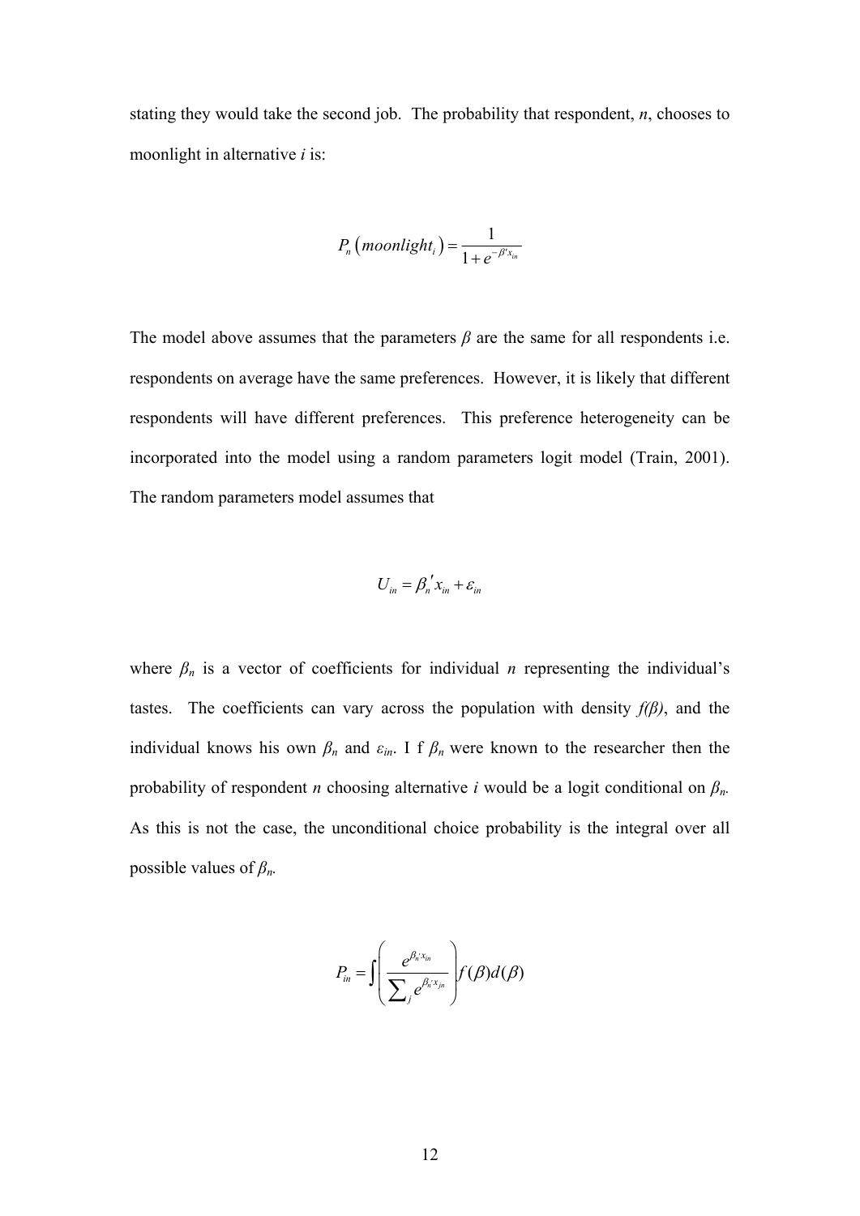stating they would take the second job. The probability that respondent, $n$, chooses to moonlight in alternative $i$ is:

$$P_n\left(moonlight_i\right) = \frac{1}{1+e^{-\beta' x_{in}}}$$

The model above assumes that the parameters $\beta$ are the same for all respondents i.e. respondents on average have the same preferences. However, it is likely that different respondents will have different preferences. This preference heterogeneity can be incorporated into the model using a random parameters logit model (Train, 2001). The random parameters model assumes that

$$U_{in} = \beta_n{}' x_{in} + \varepsilon_{in}$$

where $\beta_n$ is a vector of coefficients for individual $n$ representing the individual's tastes. The coefficients can vary across the population with density $f(\beta)$, and the individual knows his own $\beta_n$ and $\varepsilon_{in}$. I f $\beta_n$ were known to the researcher then the probability of respondent $n$ choosing alternative $i$ would be a logit conditional on $\beta_n$. As this is not the case, the unconditional choice probability is the integral over all possible values of $\beta_n$.

$$P_{in} = \int \left( \frac{e^{\beta_n{}' x_{in}}}{\sum_j e^{\beta_n{}' x_{jn}}} \right) f(\beta) d(\beta)$$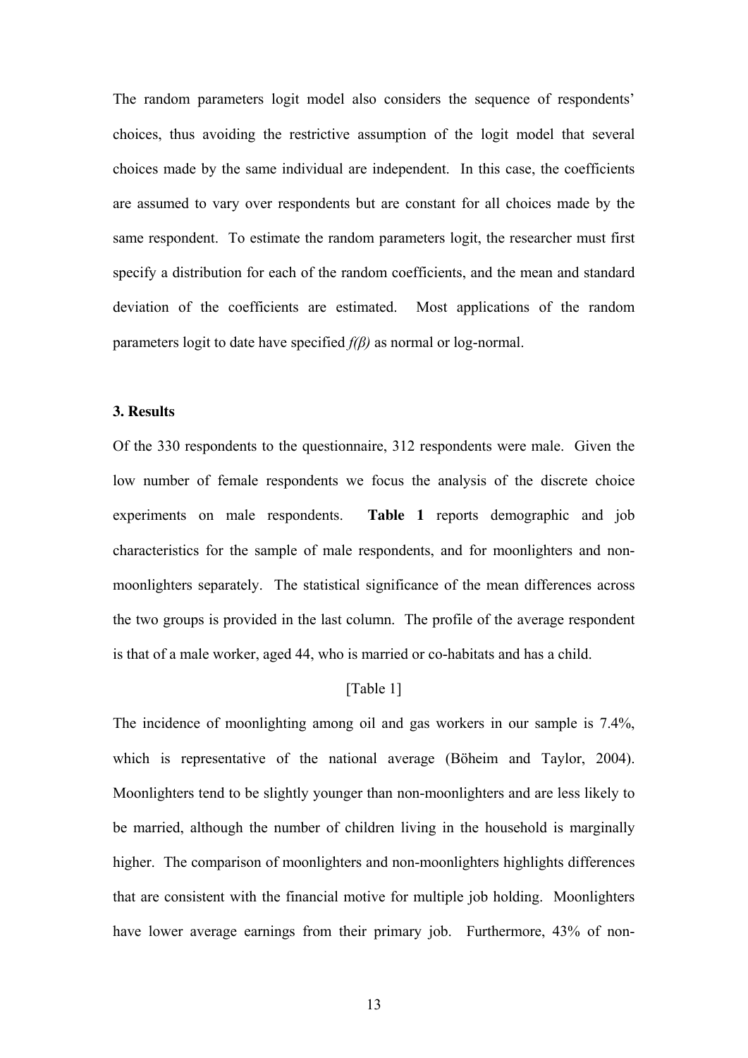The random parameters logit model also considers the sequence of respondents' choices, thus avoiding the restrictive assumption of the logit model that several choices made by the same individual are independent. In this case, the coefficients are assumed to vary over respondents but are constant for all choices made by the same respondent. To estimate the random parameters logit, the researcher must first specify a distribution for each of the random coefficients, and the mean and standard deviation of the coefficients are estimated. Most applications of the random parameters logit to date have specified $f(\beta)$ as normal or log-normal.

### 3. Results

Of the 330 respondents to the questionnaire, 312 respondents were male. Given the low number of female respondents we focus the analysis of the discrete choice experiments on male respondents. **Table 1** reports demographic and job characteristics for the sample of male respondents, and for moonlighters and non-moonlighters separately. The statistical significance of the mean differences across the two groups is provided in the last column. The profile of the average respondent is that of a male worker, aged 44, who is married or co-habitats and has a child.

[Table 1]

The incidence of moonlighting among oil and gas workers in our sample is 7.4%, which is representative of the national average (Böheim and Taylor, 2004). Moonlighters tend to be slightly younger than non-moonlighters and are less likely to be married, although the number of children living in the household is marginally higher. The comparison of moonlighters and non-moonlighters highlights differences that are consistent with the financial motive for multiple job holding. Moonlighters have lower average earnings from their primary job. Furthermore, 43% of non-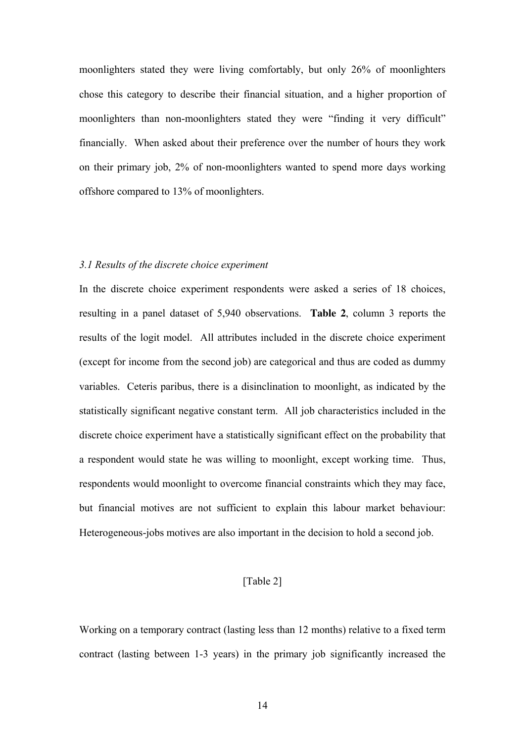moonlighters stated they were living comfortably, but only 26% of moonlighters chose this category to describe their financial situation, and a higher proportion of moonlighters than non-moonlighters stated they were "finding it very difficult" financially. When asked about their preference over the number of hours they work on their primary job, 2% of non-moonlighters wanted to spend more days working offshore compared to 13% of moonlighters.

### *3.1 Results of the discrete choice experiment*

In the discrete choice experiment respondents were asked a series of 18 choices, resulting in a panel dataset of 5,940 observations. **Table 2**, column 3 reports the results of the logit model. All attributes included in the discrete choice experiment (except for income from the second job) are categorical and thus are coded as dummy variables. Ceteris paribus, there is a disinclination to moonlight, as indicated by the statistically significant negative constant term. All job characteristics included in the discrete choice experiment have a statistically significant effect on the probability that a respondent would state he was willing to moonlight, except working time. Thus, respondents would moonlight to overcome financial constraints which they may face, but financial motives are not sufficient to explain this labour market behaviour: Heterogeneous-jobs motives are also important in the decision to hold a second job.

[Table 2]

Working on a temporary contract (lasting less than 12 months) relative to a fixed term contract (lasting between 1-3 years) in the primary job significantly increased the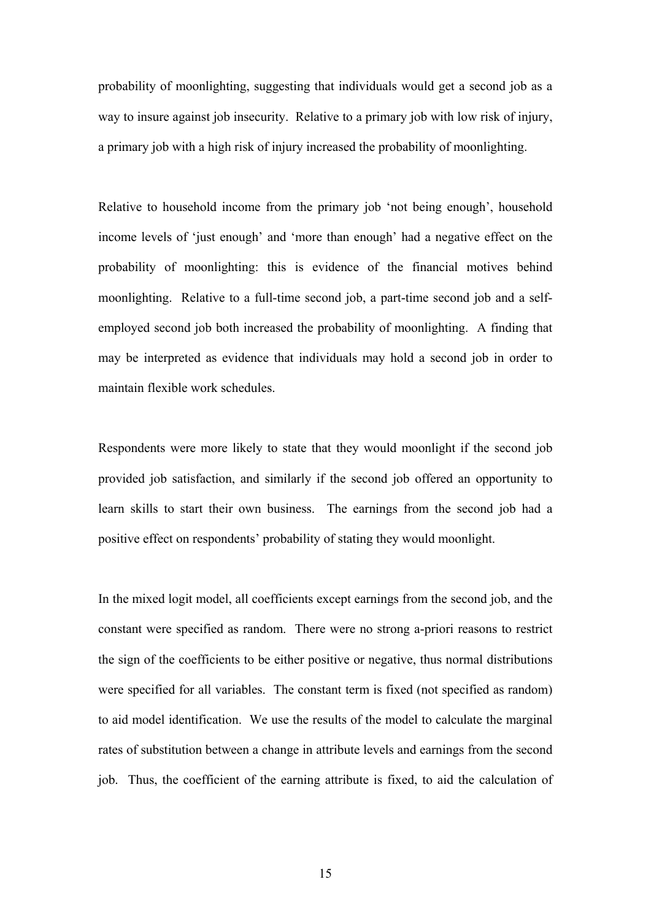probability of moonlighting, suggesting that individuals would get a second job as a way to insure against job insecurity. Relative to a primary job with low risk of injury, a primary job with a high risk of injury increased the probability of moonlighting.

Relative to household income from the primary job 'not being enough', household income levels of 'just enough' and 'more than enough' had a negative effect on the probability of moonlighting: this is evidence of the financial motives behind moonlighting. Relative to a full-time second job, a part-time second job and a self-employed second job both increased the probability of moonlighting. A finding that may be interpreted as evidence that individuals may hold a second job in order to maintain flexible work schedules.

Respondents were more likely to state that they would moonlight if the second job provided job satisfaction, and similarly if the second job offered an opportunity to learn skills to start their own business. The earnings from the second job had a positive effect on respondents' probability of stating they would moonlight.

In the mixed logit model, all coefficients except earnings from the second job, and the constant were specified as random. There were no strong a-priori reasons to restrict the sign of the coefficients to be either positive or negative, thus normal distributions were specified for all variables. The constant term is fixed (not specified as random) to aid model identification. We use the results of the model to calculate the marginal rates of substitution between a change in attribute levels and earnings from the second job. Thus, the coefficient of the earning attribute is fixed, to aid the calculation of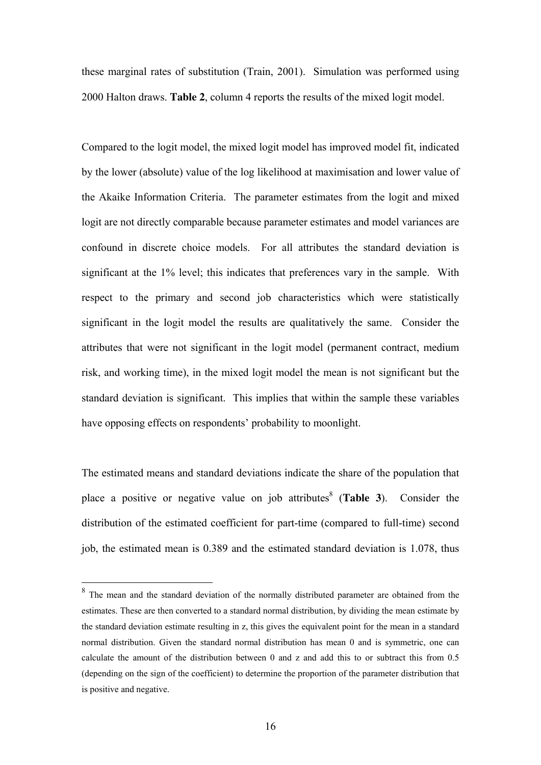these marginal rates of substitution (Train, 2001). Simulation was performed using 2000 Halton draws. **Table 2**, column 4 reports the results of the mixed logit model.

Compared to the logit model, the mixed logit model has improved model fit, indicated by the lower (absolute) value of the log likelihood at maximisation and lower value of the Akaike Information Criteria. The parameter estimates from the logit and mixed logit are not directly comparable because parameter estimates and model variances are confound in discrete choice models. For all attributes the standard deviation is significant at the 1% level; this indicates that preferences vary in the sample. With respect to the primary and second job characteristics which were statistically significant in the logit model the results are qualitatively the same. Consider the attributes that were not significant in the logit model (permanent contract, medium risk, and working time), in the mixed logit model the mean is not significant but the standard deviation is significant. This implies that within the sample these variables have opposing effects on respondents' probability to moonlight.

The estimated means and standard deviations indicate the share of the population that place a positive or negative value on job attributes[8] (**Table 3**). Consider the distribution of the estimated coefficient for part-time (compared to full-time) second job, the estimated mean is 0.389 and the estimated standard deviation is 1.078, thus

[8] The mean and the standard deviation of the normally distributed parameter are obtained from the estimates. These are then converted to a standard normal distribution, by dividing the mean estimate by the standard deviation estimate resulting in z, this gives the equivalent point for the mean in a standard normal distribution. Given the standard normal distribution has mean 0 and is symmetric, one can calculate the amount of the distribution between 0 and z and add this to or subtract this from 0.5 (depending on the sign of the coefficient) to determine the proportion of the parameter distribution that is positive and negative.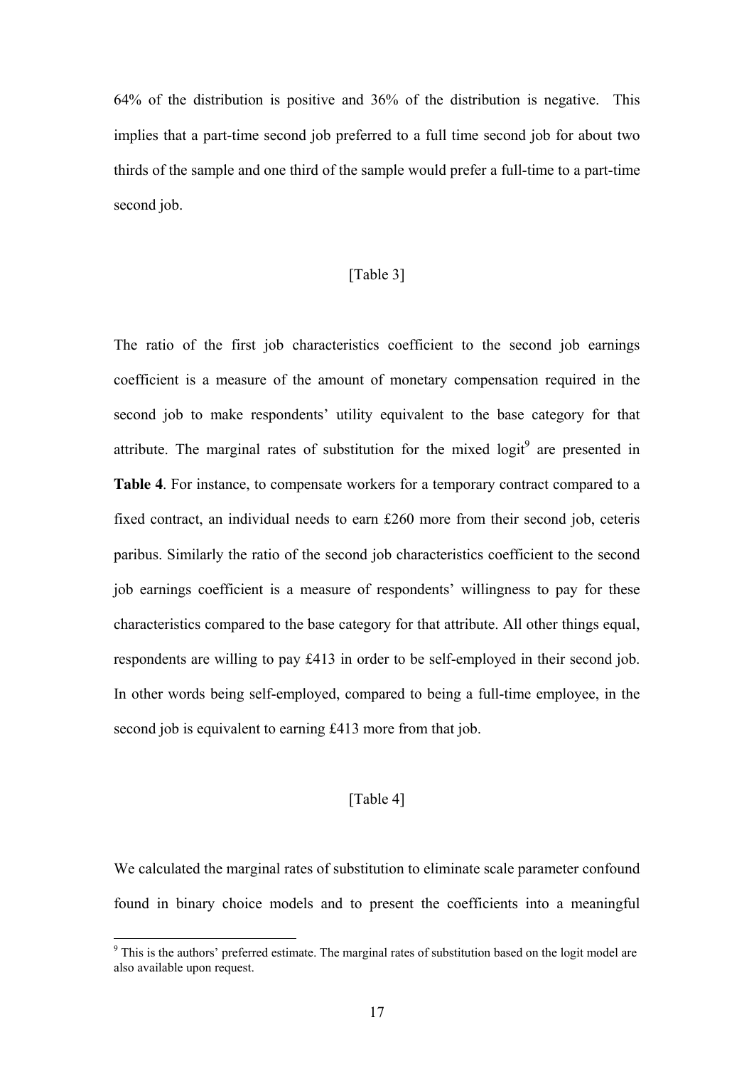64% of the distribution is positive and 36% of the distribution is negative. This implies that a part-time second job preferred to a full time second job for about two thirds of the sample and one third of the sample would prefer a full-time to a part-time second job.

[Table 3]

The ratio of the first job characteristics coefficient to the second job earnings coefficient is a measure of the amount of monetary compensation required in the second job to make respondents' utility equivalent to the base category for that attribute. The marginal rates of substitution for the mixed logit[9] are presented in **Table 4**. For instance, to compensate workers for a temporary contract compared to a fixed contract, an individual needs to earn £260 more from their second job, ceteris paribus. Similarly the ratio of the second job characteristics coefficient to the second job earnings coefficient is a measure of respondents' willingness to pay for these characteristics compared to the base category for that attribute. All other things equal, respondents are willing to pay £413 in order to be self-employed in their second job. In other words being self-employed, compared to being a full-time employee, in the second job is equivalent to earning £413 more from that job.

[Table 4]

We calculated the marginal rates of substitution to eliminate scale parameter confound found in binary choice models and to present the coefficients into a meaningful

[9] This is the authors' preferred estimate. The marginal rates of substitution based on the logit model are also available upon request.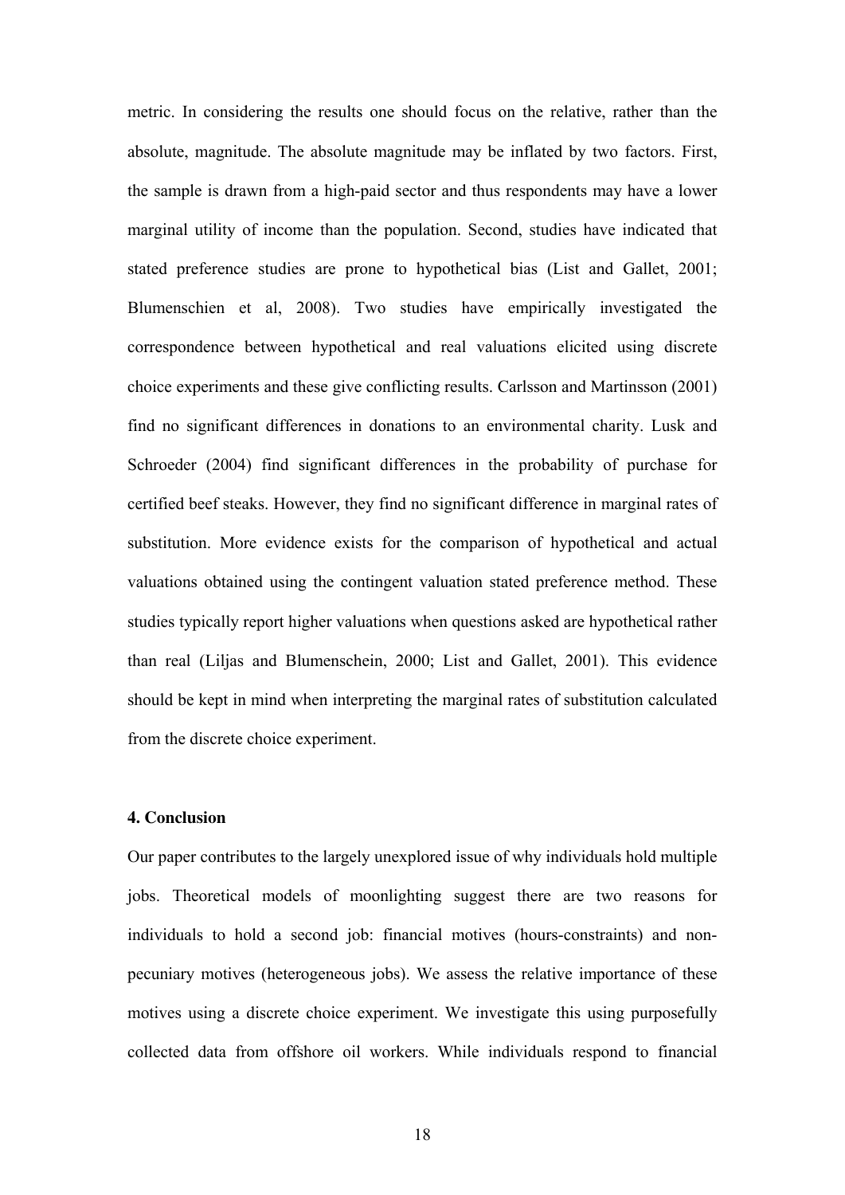metric. In considering the results one should focus on the relative, rather than the absolute, magnitude. The absolute magnitude may be inflated by two factors. First, the sample is drawn from a high-paid sector and thus respondents may have a lower marginal utility of income than the population. Second, studies have indicated that stated preference studies are prone to hypothetical bias (List and Gallet, 2001; Blumenschien et al, 2008). Two studies have empirically investigated the correspondence between hypothetical and real valuations elicited using discrete choice experiments and these give conflicting results. Carlsson and Martinsson (2001) find no significant differences in donations to an environmental charity. Lusk and Schroeder (2004) find significant differences in the probability of purchase for certified beef steaks. However, they find no significant difference in marginal rates of substitution. More evidence exists for the comparison of hypothetical and actual valuations obtained using the contingent valuation stated preference method. These studies typically report higher valuations when questions asked are hypothetical rather than real (Liljas and Blumenschein, 2000; List and Gallet, 2001). This evidence should be kept in mind when interpreting the marginal rates of substitution calculated from the discrete choice experiment.

## 4. Conclusion

Our paper contributes to the largely unexplored issue of why individuals hold multiple jobs. Theoretical models of moonlighting suggest there are two reasons for individuals to hold a second job: financial motives (hours-constraints) and non-pecuniary motives (heterogeneous jobs). We assess the relative importance of these motives using a discrete choice experiment. We investigate this using purposefully collected data from offshore oil workers. While individuals respond to financial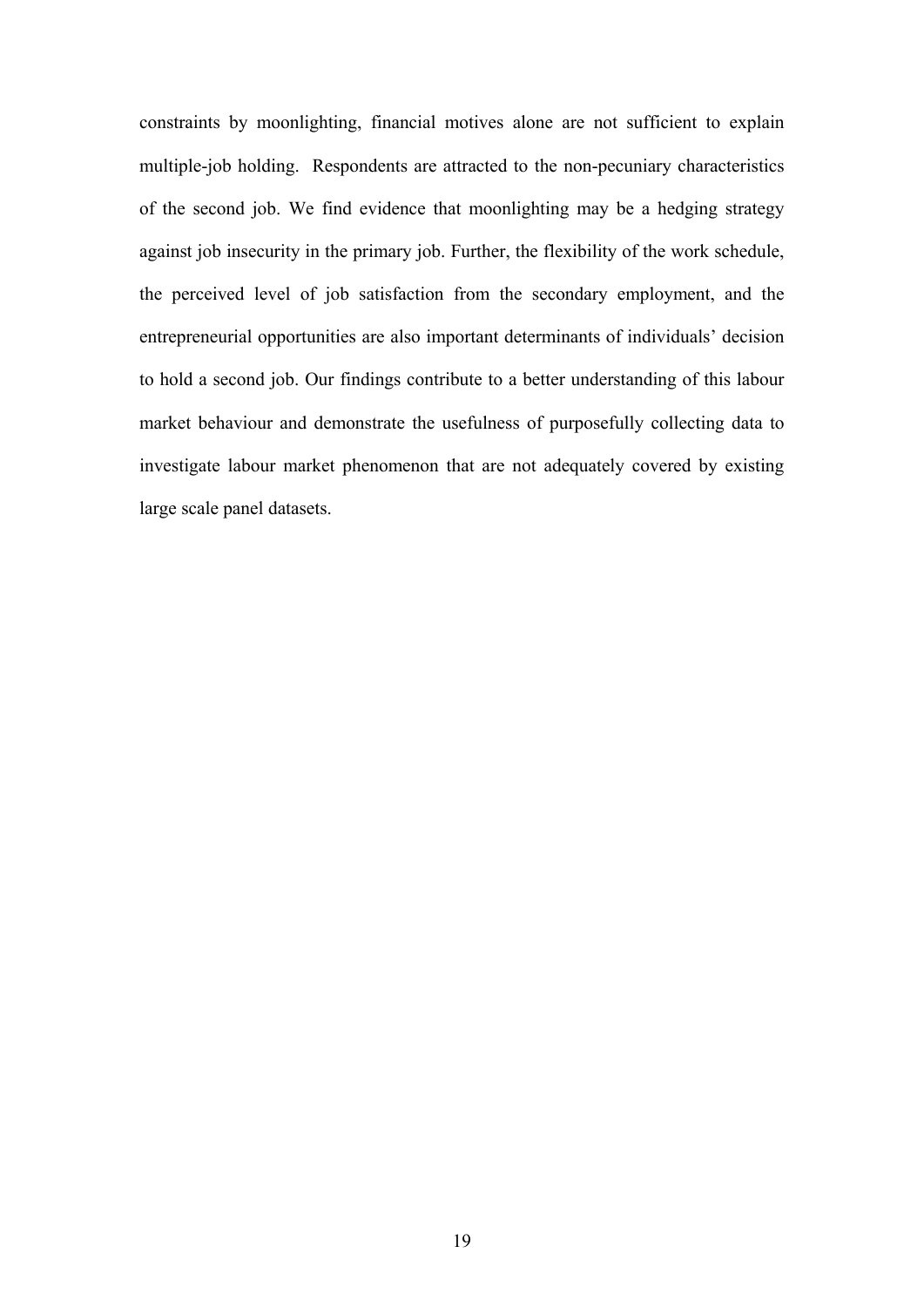constraints by moonlighting, financial motives alone are not sufficient to explain multiple-job holding. Respondents are attracted to the non-pecuniary characteristics of the second job. We find evidence that moonlighting may be a hedging strategy against job insecurity in the primary job. Further, the flexibility of the work schedule, the perceived level of job satisfaction from the secondary employment, and the entrepreneurial opportunities are also important determinants of individuals' decision to hold a second job. Our findings contribute to a better understanding of this labour market behaviour and demonstrate the usefulness of purposefully collecting data to investigate labour market phenomenon that are not adequately covered by existing large scale panel datasets.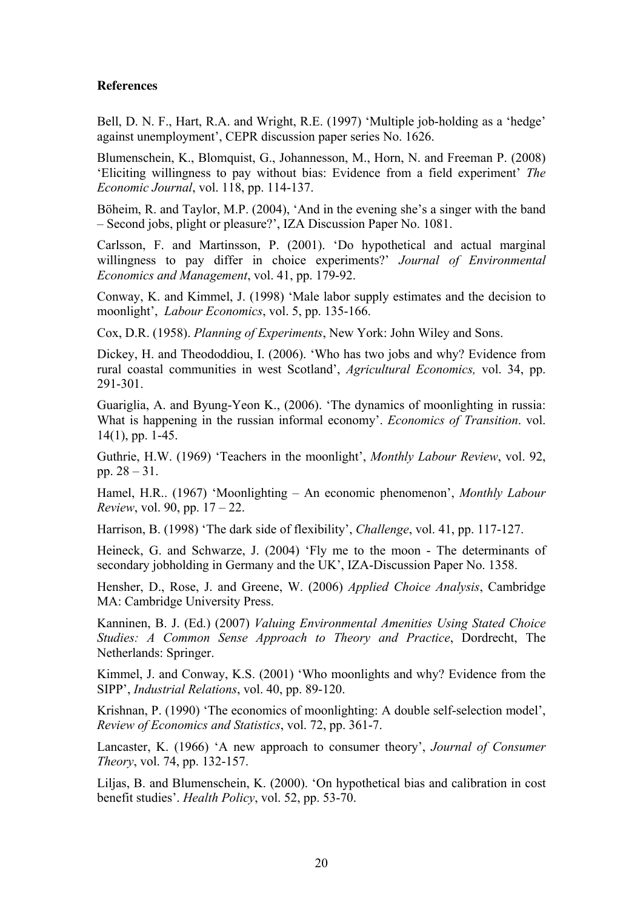**References**

Bell, D. N. F., Hart, R.A. and Wright, R.E. (1997) 'Multiple job-holding as a 'hedge' against unemployment', CEPR discussion paper series No. 1626.

Blumenschein, K., Blomquist, G., Johannesson, M., Horn, N. and Freeman P. (2008) 'Eliciting willingness to pay without bias: Evidence from a field experiment' *The Economic Journal*, vol. 118, pp. 114-137.

Böheim, R. and Taylor, M.P. (2004), 'And in the evening she's a singer with the band – Second jobs, plight or pleasure?', IZA Discussion Paper No. 1081.

Carlsson, F. and Martinsson, P. (2001). 'Do hypothetical and actual marginal willingness to pay differ in choice experiments?' *Journal of Environmental Economics and Management*, vol. 41, pp. 179-92.

Conway, K. and Kimmel, J. (1998) 'Male labor supply estimates and the decision to moonlight', *Labour Economics*, vol. 5, pp. 135-166.

Cox, D.R. (1958). *Planning of Experiments*, New York: John Wiley and Sons.

Dickey, H. and Theododdiou, I. (2006). 'Who has two jobs and why? Evidence from rural coastal communities in west Scotland', *Agricultural Economics,* vol. 34, pp. 291-301.

Guariglia, A. and Byung-Yeon K., (2006). 'The dynamics of moonlighting in russia: What is happening in the russian informal economy'. *Economics of Transition*. vol. 14(1), pp. 1-45.

Guthrie, H.W. (1969) 'Teachers in the moonlight', *Monthly Labour Review*, vol. 92, pp. 28 – 31.

Hamel, H.R.. (1967) 'Moonlighting – An economic phenomenon', *Monthly Labour Review*, vol. 90, pp. 17 – 22.

Harrison, B. (1998) 'The dark side of flexibility', *Challenge*, vol. 41, pp. 117-127.

Heineck, G. and Schwarze, J. (2004) 'Fly me to the moon - The determinants of secondary jobholding in Germany and the UK', IZA-Discussion Paper No. 1358.

Hensher, D., Rose, J. and Greene, W. (2006) *Applied Choice Analysis*, Cambridge MA: Cambridge University Press.

Kanninen, B. J. (Ed.) (2007) *Valuing Environmental Amenities Using Stated Choice Studies: A Common Sense Approach to Theory and Practice*, Dordrecht, The Netherlands: Springer.

Kimmel, J. and Conway, K.S. (2001) 'Who moonlights and why? Evidence from the SIPP', *Industrial Relations*, vol. 40, pp. 89-120.

Krishnan, P. (1990) 'The economics of moonlighting: A double self-selection model', *Review of Economics and Statistics*, vol. 72, pp. 361-7.

Lancaster, K. (1966) 'A new approach to consumer theory', *Journal of Consumer Theory*, vol. 74, pp. 132-157.

Liljas, B. and Blumenschein, K. (2000). 'On hypothetical bias and calibration in cost benefit studies'. *Health Policy*, vol. 52, pp. 53-70.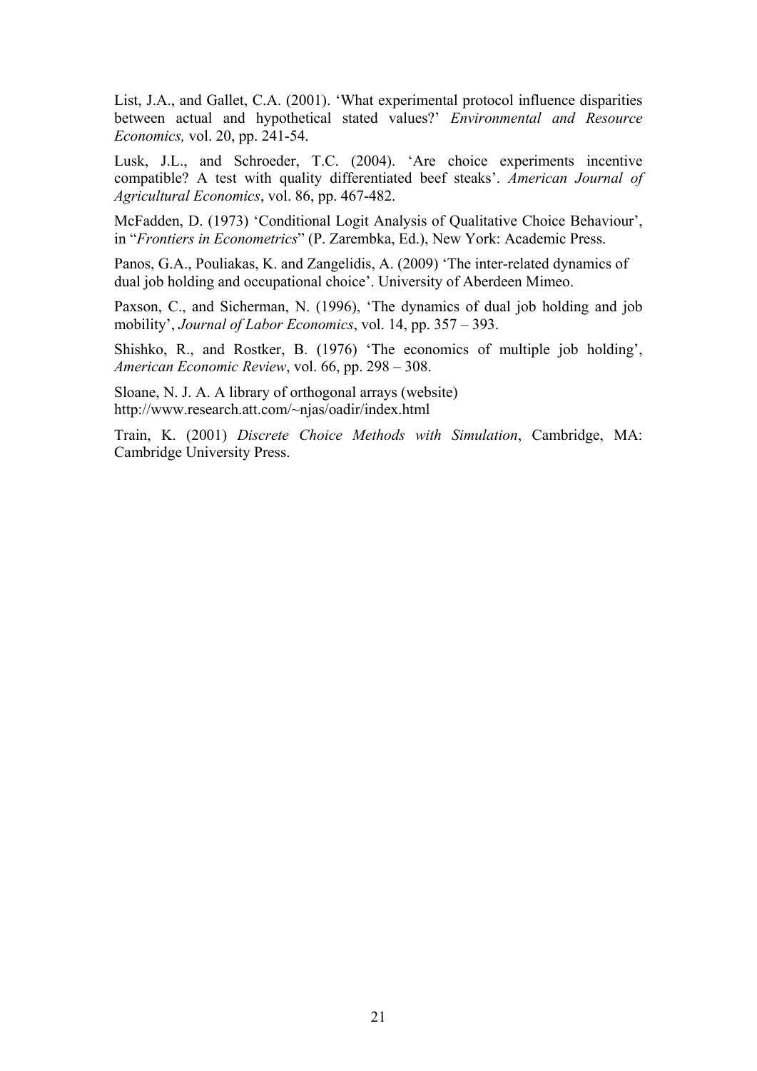List, J.A., and Gallet, C.A. (2001). 'What experimental protocol influence disparities between actual and hypothetical stated values?' *Environmental and Resource Economics,* vol. 20, pp. 241-54.

Lusk, J.L., and Schroeder, T.C. (2004). 'Are choice experiments incentive compatible? A test with quality differentiated beef steaks'. *American Journal of Agricultural Economics*, vol. 86, pp. 467-482.

McFadden, D. (1973) 'Conditional Logit Analysis of Qualitative Choice Behaviour', in "*Frontiers in Econometrics*" (P. Zarembka, Ed.), New York: Academic Press.

Panos, G.A., Pouliakas, K. and Zangelidis, A. (2009) 'The inter-related dynamics of dual job holding and occupational choice'. University of Aberdeen Mimeo.

Paxson, C., and Sicherman, N. (1996), 'The dynamics of dual job holding and job mobility', *Journal of Labor Economics*, vol. 14, pp. 357 – 393.

Shishko, R., and Rostker, B. (1976) 'The economics of multiple job holding', *American Economic Review*, vol. 66, pp. 298 – 308.

Sloane, N. J. A. A library of orthogonal arrays (website) http://www.research.att.com/~njas/oadir/index.html

Train, K. (2001) *Discrete Choice Methods with Simulation*, Cambridge, MA: Cambridge University Press.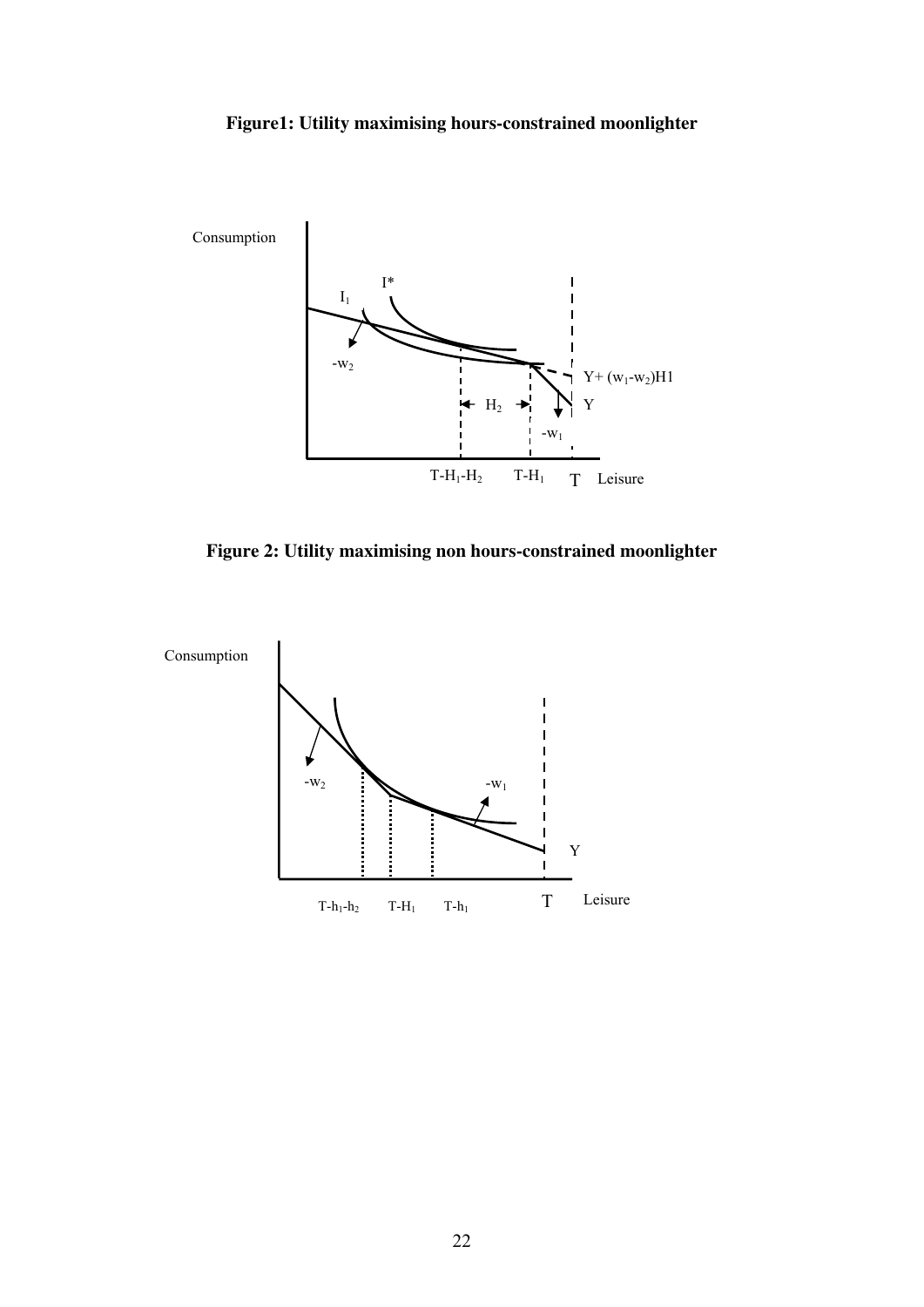**Figure1: Utility maximising hours-constrained moonlighter**

**Figure 2: Utility maximising non hours-constrained moonlighter**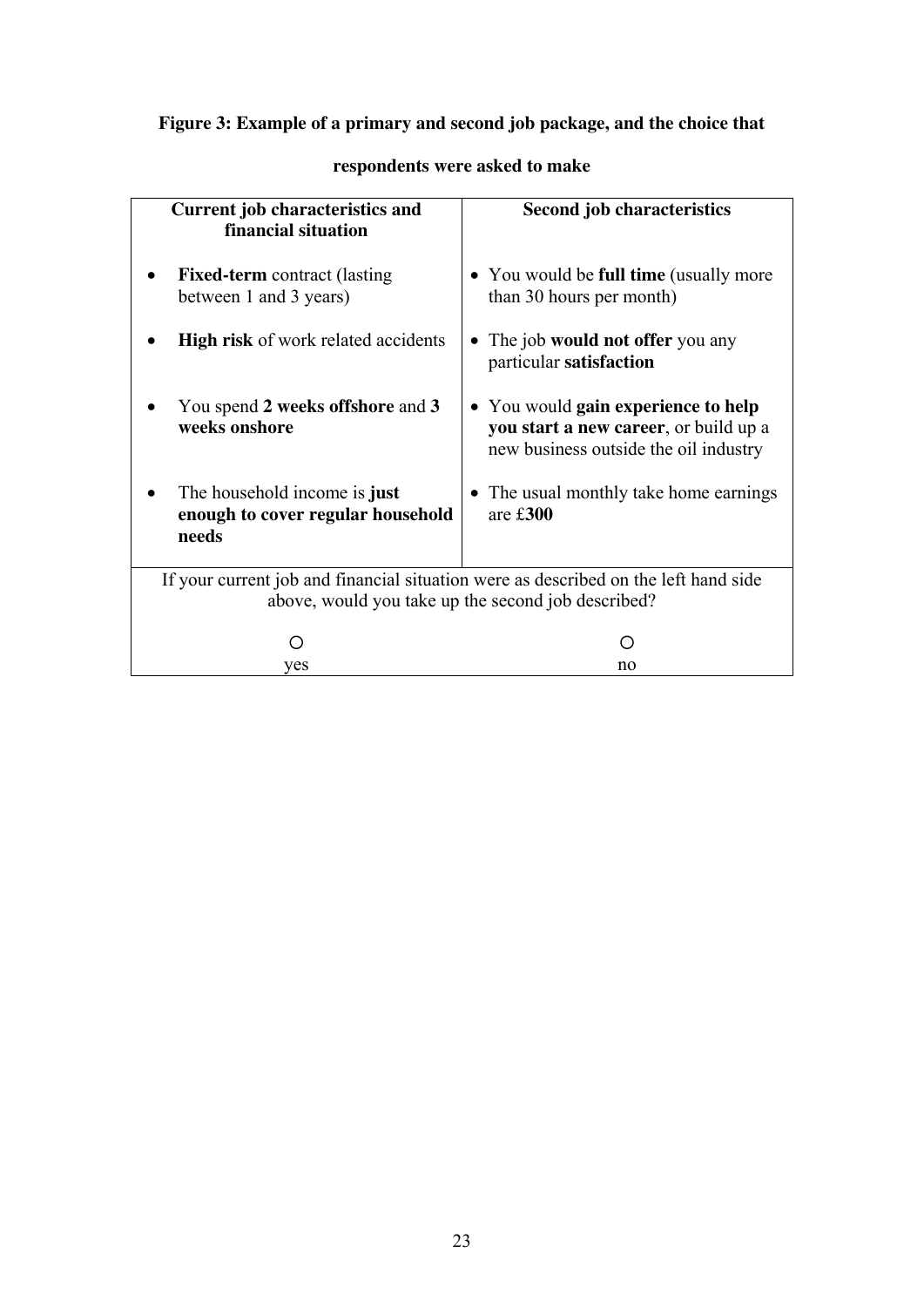**Figure 3: Example of a primary and second job package, and the choice that respondents were asked to make**

| Current job characteristics and financial situation | Second job characteristics |
|---|---|
| • **Fixed-term** contract (lasting between 1 and 3 years) | • You would be **full time** (usually more than 30 hours per month) |
| • **High risk** of work related accidents | • The job **would not offer** you any particular **satisfaction** |
| • You spend **2 weeks offshore** and **3 weeks onshore** | • You would **gain experience to help you start a new career**, or build up a new business outside the oil industry |
| • The household income is **just enough to cover regular household needs** | • The usual monthly take home earnings are £**300** |
| If your current job and financial situation were as described on the left hand side above, would you take up the second job described? | |
| ○ yes | ○ no |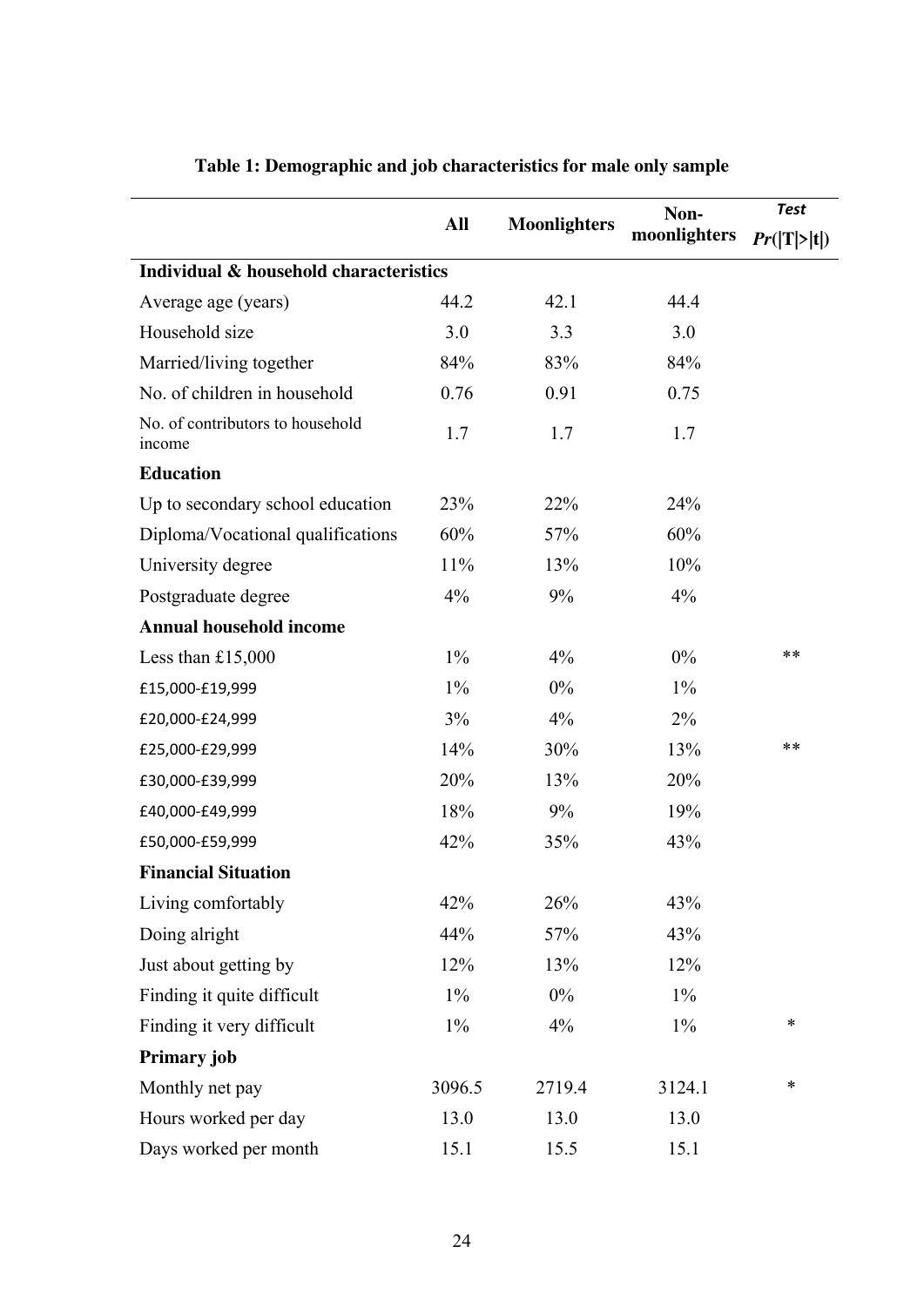**Table 1: Demographic and job characteristics for male only sample**

| | All | Moonlighters | Non-moonlighters | *Test* $Pr(\|T\|>\|t\|)$ |
|---|---|---|---|---|
| **Individual & household characteristics** | | | | |
| Average age (years) | 44.2 | 42.1 | 44.4 | |
| Household size | 3.0 | 3.3 | 3.0 | |
| Married/living together | 84% | 83% | 84% | |
| No. of children in household | 0.76 | 0.91 | 0.75 | |
| No. of contributors to household income | 1.7 | 1.7 | 1.7 | |
| **Education** | | | | |
| Up to secondary school education | 23% | 22% | 24% | |
| Diploma/Vocational qualifications | 60% | 57% | 60% | |
| University degree | 11% | 13% | 10% | |
| Postgraduate degree | 4% | 9% | 4% | |
| **Annual household income** | | | | |
| Less than £15,000 | 1% | 4% | 0% | ** |
| £15,000-£19,999 | 1% | 0% | 1% | |
| £20,000-£24,999 | 3% | 4% | 2% | |
| £25,000-£29,999 | 14% | 30% | 13% | ** |
| £30,000-£39,999 | 20% | 13% | 20% | |
| £40,000-£49,999 | 18% | 9% | 19% | |
| £50,000-£59,999 | 42% | 35% | 43% | |
| **Financial Situation** | | | | |
| Living comfortably | 42% | 26% | 43% | |
| Doing alright | 44% | 57% | 43% | |
| Just about getting by | 12% | 13% | 12% | |
| Finding it quite difficult | 1% | 0% | 1% | |
| Finding it very difficult | 1% | 4% | 1% | * |
| **Primary job** | | | | |
| Monthly net pay | 3096.5 | 2719.4 | 3124.1 | * |
| Hours worked per day | 13.0 | 13.0 | 13.0 | |
| Days worked per month | 15.1 | 15.5 | 15.1 | |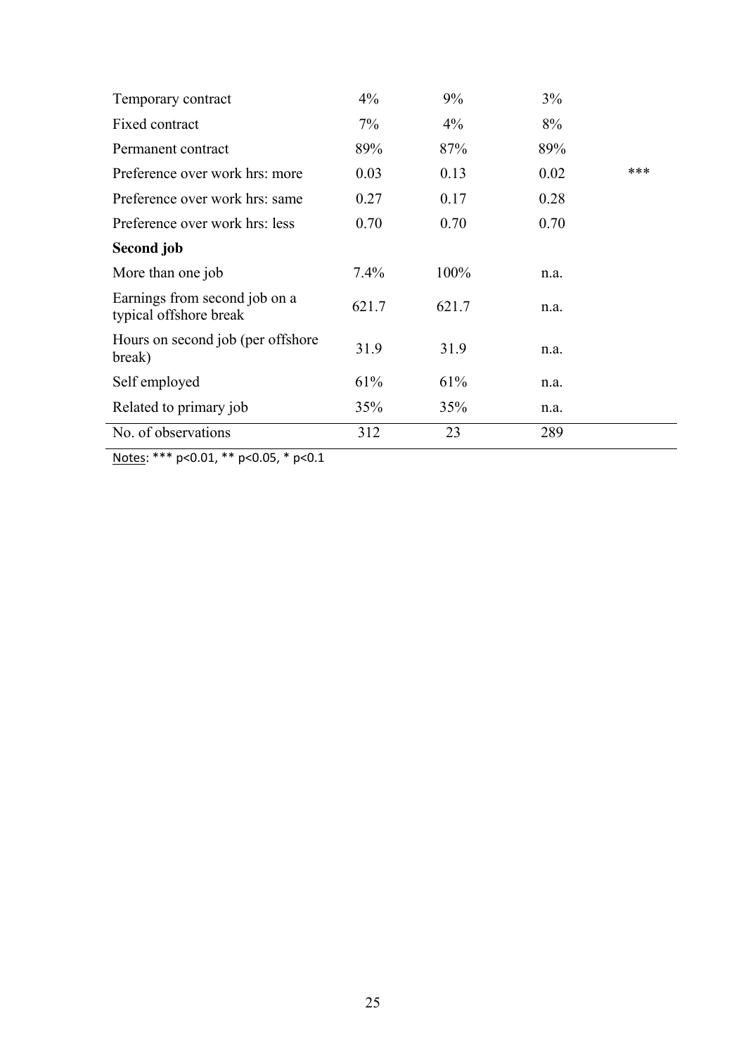| | | | | |
|---|---|---|---|---|
| Temporary contract | 4% | 9% | 3% | |
| Fixed contract | 7% | 4% | 8% | |
| Permanent contract | 89% | 87% | 89% | |
| Preference over work hrs: more | 0.03 | 0.13 | 0.02 | *** |
| Preference over work hrs: same | 0.27 | 0.17 | 0.28 | |
| Preference over work hrs: less | 0.70 | 0.70 | 0.70 | |
| **Second job** | | | | |
| More than one job | 7.4% | 100% | n.a. | |
| Earnings from second job on a typical offshore break | 621.7 | 621.7 | n.a. | |
| Hours on second job (per offshore break) | 31.9 | 31.9 | n.a. | |
| Self employed | 61% | 61% | n.a. | |
| Related to primary job | 35% | 35% | n.a. | |
| No. of observations | 312 | 23 | 289 | |

Notes: *** p<0.01, ** p<0.05, * p<0.1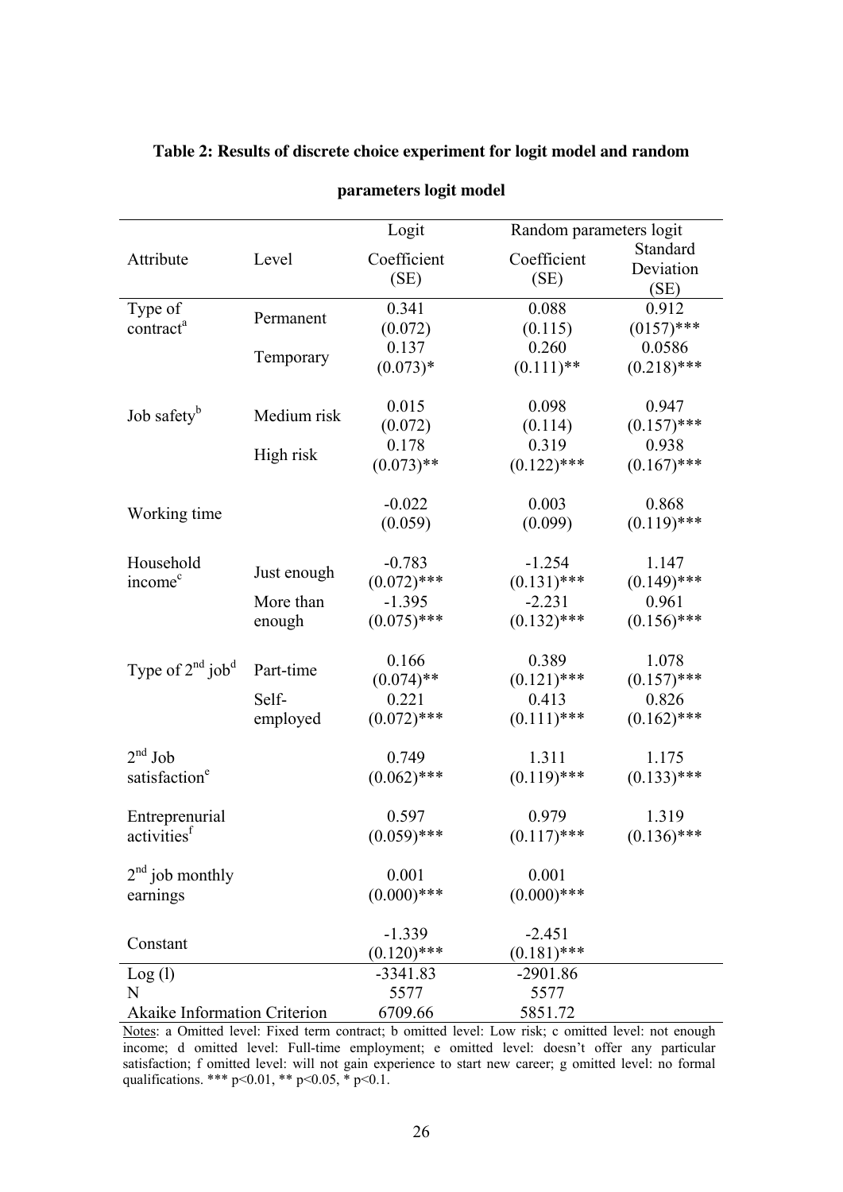**Table 2: Results of discrete choice experiment for logit model and random parameters logit model**

| | | Logit | Random parameters logit | |
|---|---|---|---|---|
| Attribute | Level | Coefficient (SE) | Coefficient (SE) | Standard Deviation (SE) |
| Type of contract[a] | Permanent | 0.341 (0.072) | 0.088 (0.115) | 0.912 (0157)*** |
| | Temporary | 0.137 (0.073)* | 0.260 (0.111)** | 0.0586 (0.218)*** |
| Job safety[b] | Medium risk | 0.015 (0.072) | 0.098 (0.114) | 0.947 (0.157)*** |
| | High risk | 0.178 (0.073)** | 0.319 (0.122)*** | 0.938 (0.167)*** |
| Working time | | -0.022 (0.059) | 0.003 (0.099) | 0.868 (0.119)*** |
| Household income[c] | Just enough | -0.783 (0.072)*** | -1.254 (0.131)*** | 1.147 (0.149)*** |
| | More than enough | -1.395 (0.075)*** | -2.231 (0.132)*** | 0.961 (0.156)*** |
| Type of 2nd job[d] | Part-time | 0.166 (0.074)** | 0.389 (0.121)*** | 1.078 (0.157)*** |
| | Self-employed | 0.221 (0.072)*** | 0.413 (0.111)*** | 0.826 (0.162)*** |
| 2nd Job satisfaction[e] | | 0.749 (0.062)*** | 1.311 (0.119)*** | 1.175 (0.133)*** |
| Entreprenurial activities[f] | | 0.597 (0.059)*** | 0.979 (0.117)*** | 1.319 (0.136)*** |
| 2nd job monthly earnings | | 0.001 (0.000)*** | 0.001 (0.000)*** | |
| Constant | | -1.339 (0.120)*** | -2.451 (0.181)*** | |
| Log (l) | | -3341.83 | -2901.86 | |
| N | | 5577 | 5577 | |
| Akaike Information Criterion | | 6709.66 | 5851.72 | |

Notes: a Omitted level: Fixed term contract; b omitted level: Low risk; c omitted level: not enough income; d omitted level: Full-time employment; e omitted level: doesn't offer any particular satisfaction; f omitted level: will not gain experience to start new career; g omitted level: no formal qualifications. *** p<0.01, ** p<0.05, * p<0.1.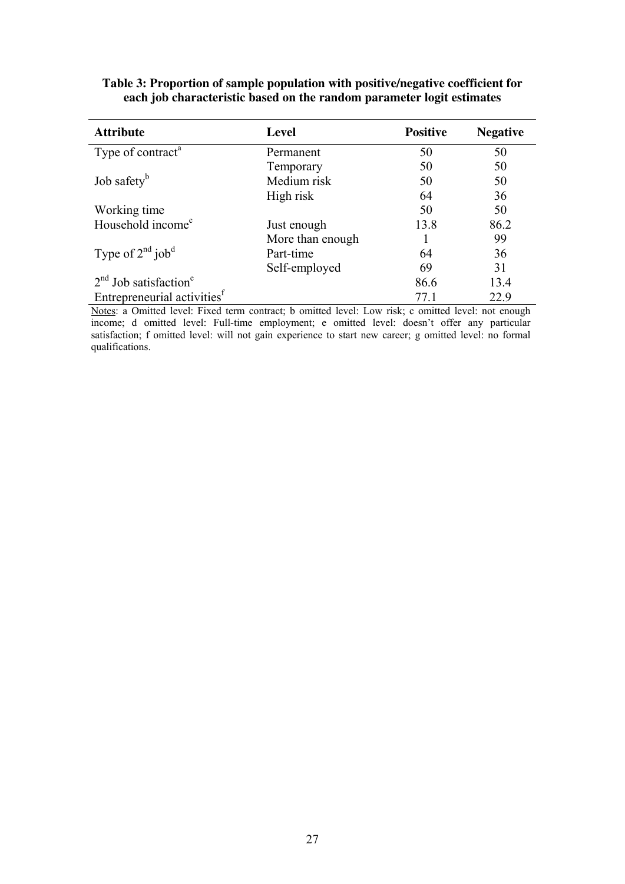**Table 3: Proportion of sample population with positive/negative coefficient for each job characteristic based on the random parameter logit estimates**

| Attribute | Level | Positive | Negative |
|---|---|---|---|
| Type of contract[a] | Permanent | 50 | 50 |
| | Temporary | 50 | 50 |
| Job safety[b] | Medium risk | 50 | 50 |
| | High risk | 64 | 36 |
| Working time | | 50 | 50 |
| Household income[c] | Just enough | 13.8 | 86.2 |
| | More than enough | 1 | 99 |
| Type of 2[nd] job[d] | Part-time | 64 | 36 |
| | Self-employed | 69 | 31 |
| 2[nd] Job satisfaction[e] | | 86.6 | 13.4 |
| Entrepreneurial activities[f] | | 77.1 | 22.9 |

Notes: a Omitted level: Fixed term contract; b omitted level: Low risk; c omitted level: not enough income; d omitted level: Full-time employment; e omitted level: doesn't offer any particular satisfaction; f omitted level: will not gain experience to start new career; g omitted level: no formal qualifications.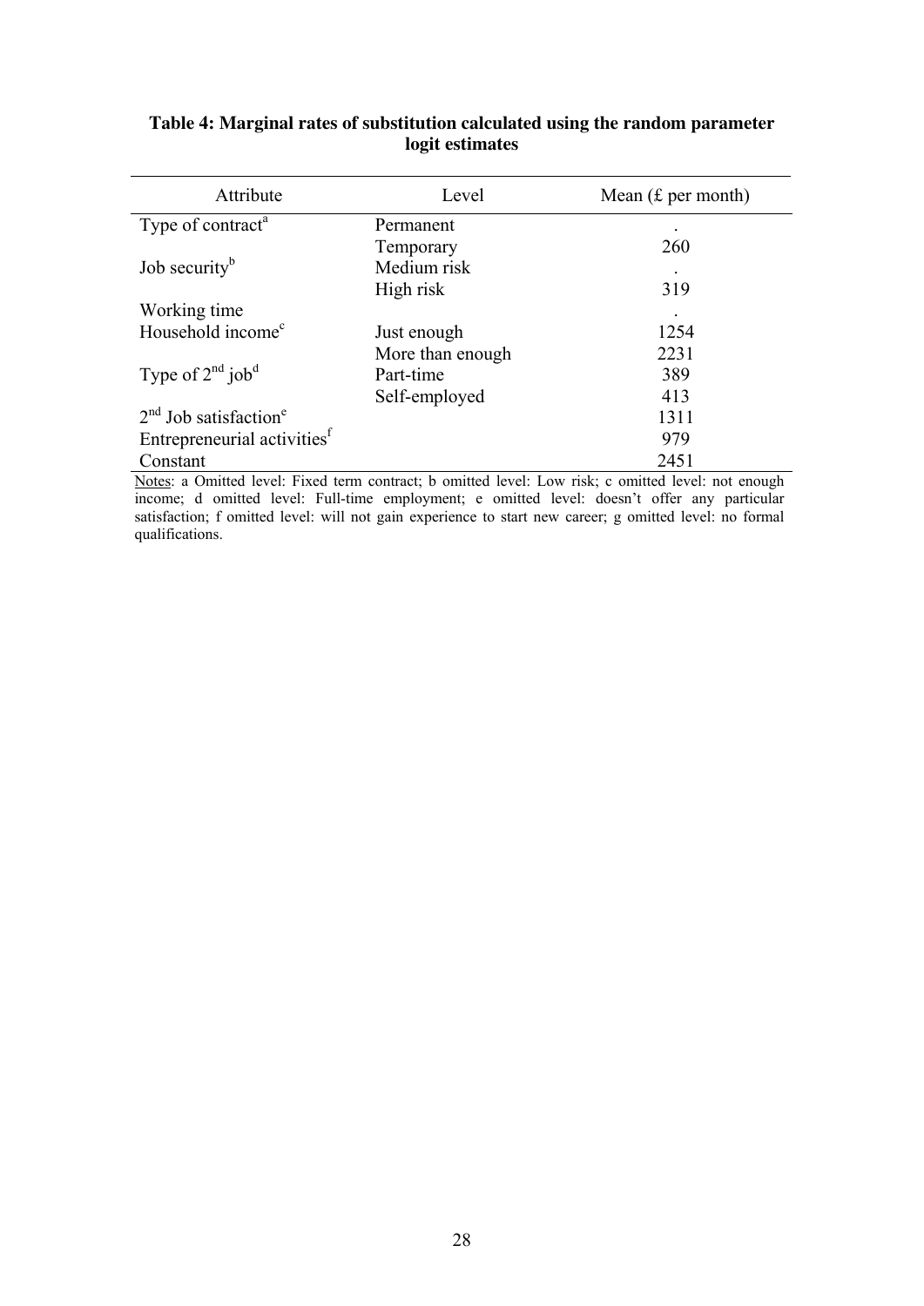**Table 4: Marginal rates of substitution calculated using the random parameter logit estimates**

| Attribute | Level | Mean (£ per month) |
|---|---|---|
| Type of contract[a] | Permanent | . |
| | Temporary | 260 |
| Job security[b] | Medium risk | . |
| | High risk | 319 |
| Working time | | . |
| Household income[c] | Just enough | 1254 |
| | More than enough | 2231 |
| Type of 2[nd] job[d] | Part-time | 389 |
| | Self-employed | 413 |
| 2[nd] Job satisfaction[e] | | 1311 |
| Entrepreneurial activities[f] | | 979 |
| Constant | | 2451 |

Notes: a Omitted level: Fixed term contract; b omitted level: Low risk; c omitted level: not enough income; d omitted level: Full-time employment; e omitted level: doesn't offer any particular satisfaction; f omitted level: will not gain experience to start new career; g omitted level: no formal qualifications.